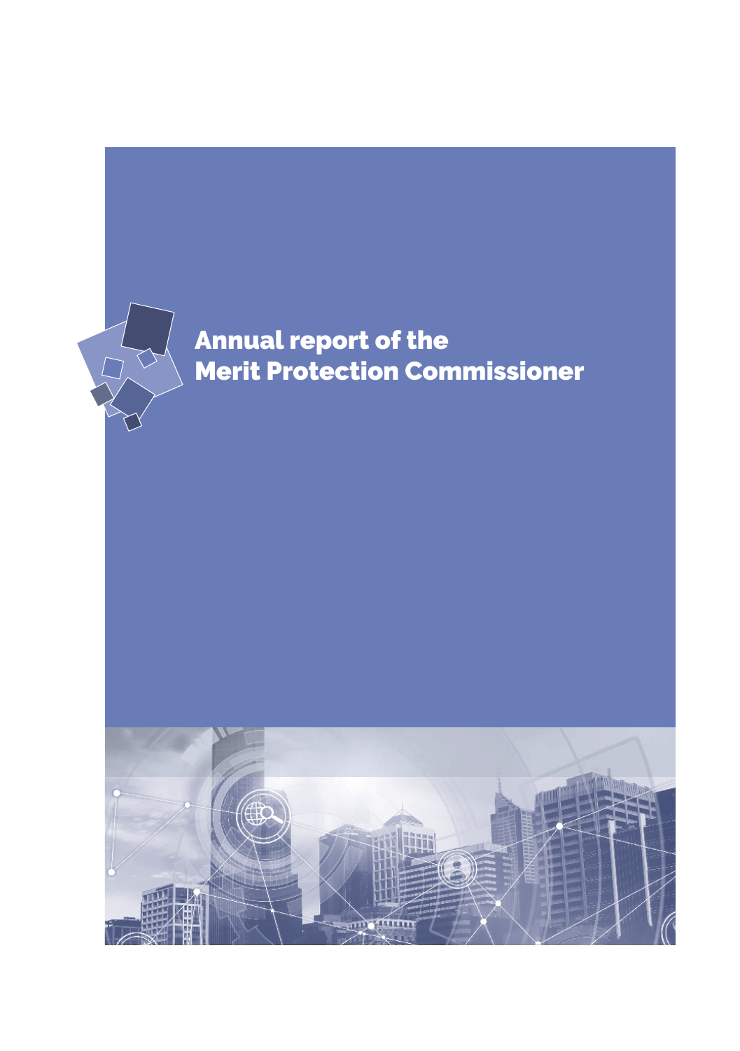# Annual report of the Merit Protection Commissioner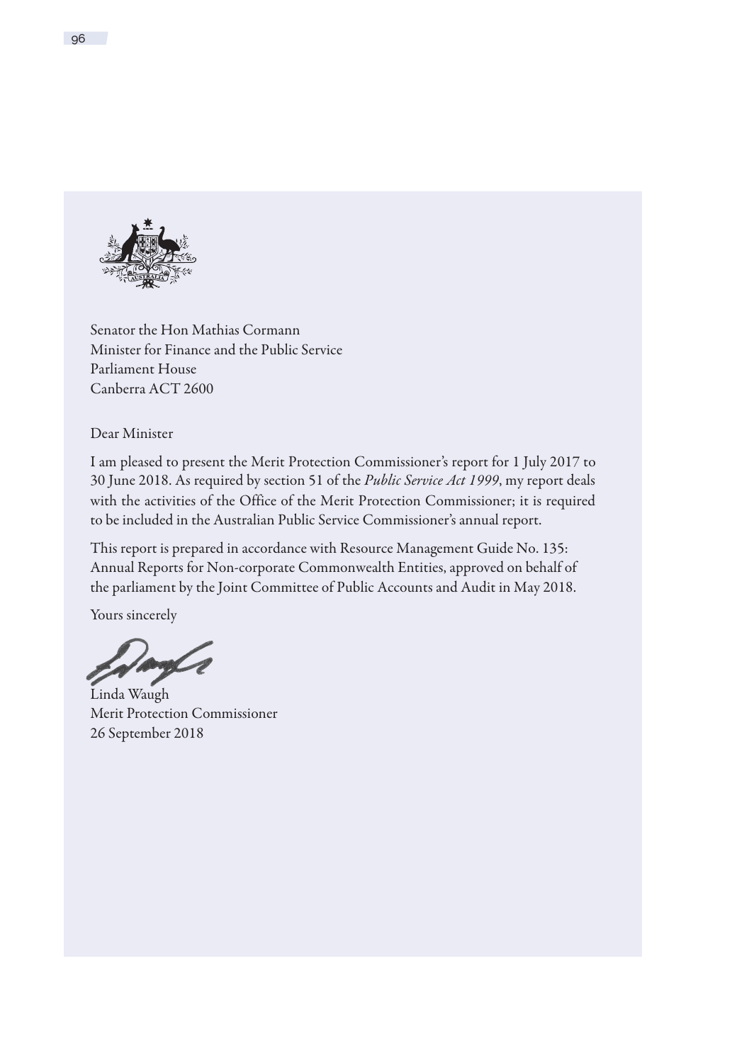Senator the Hon Mathias Cormann
Minister for Finance and the Public Service
Parliament House
Canberra ACT 2600

Dear Minister

I am pleased to present the Merit Protection Commissioner's report for 1 July 2017 to 30 June 2018. As required by section 51 of the *Public Service Act 1999*, my report deals with the activities of the Office of the Merit Protection Commissioner; it is required to be included in the Australian Public Service Commissioner's annual report.

This report is prepared in accordance with Resource Management Guide No. 135: Annual Reports for Non-corporate Commonwealth Entities, approved on behalf of the parliament by the Joint Committee of Public Accounts and Audit in May 2018.

Yours sincerely

Linda Waugh
Merit Protection Commissioner
26 September 2018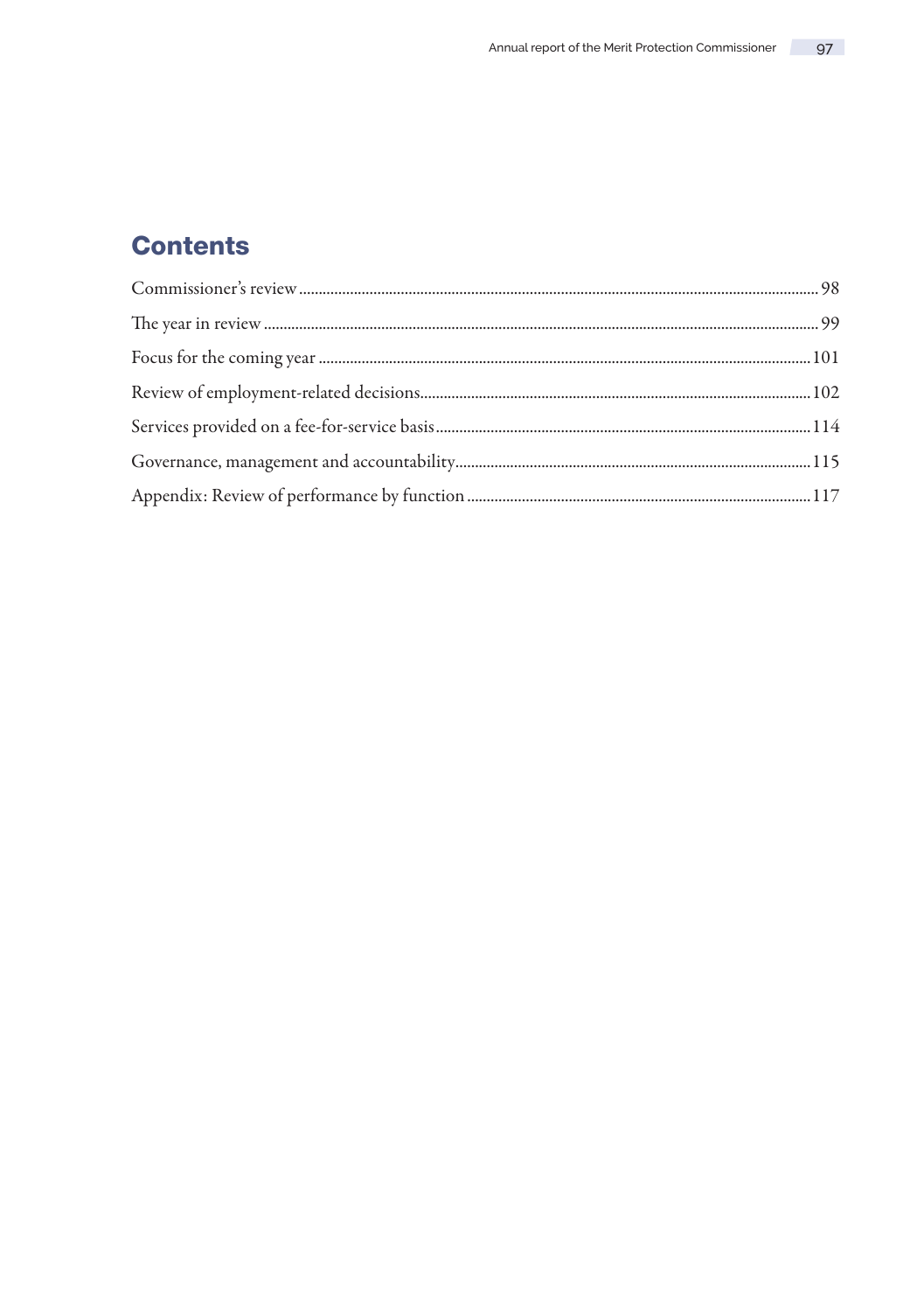# Contents

Commissioner's review ........ 98

The year in review ........ 99

Focus for the coming year ........ 101

Review of employment-related decisions ........ 102

Services provided on a fee-for-service basis ........ 114

Governance, management and accountability ........ 115

Appendix: Review of performance by function ........ 117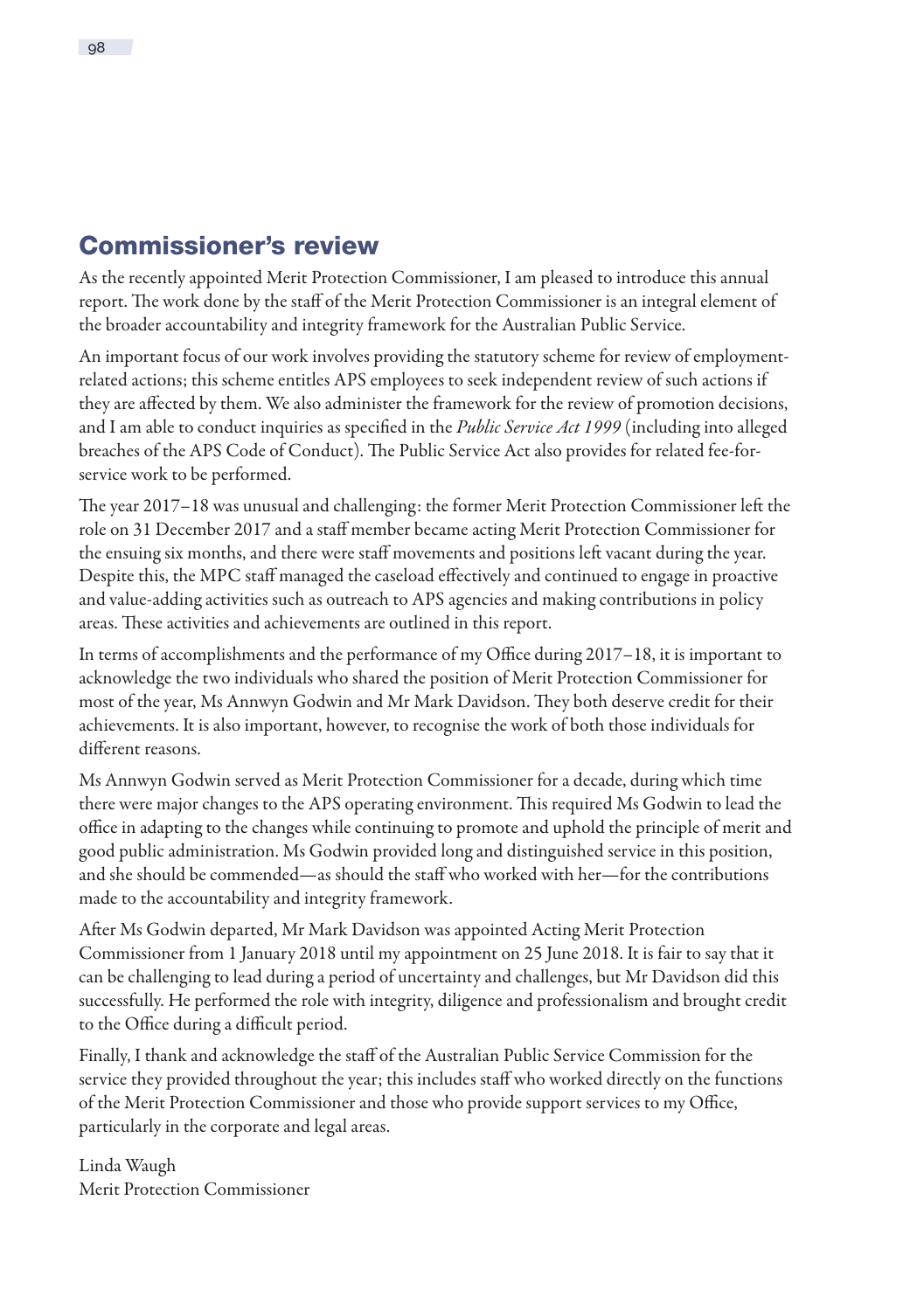## Commissioner's review

As the recently appointed Merit Protection Commissioner, I am pleased to introduce this annual report. The work done by the staff of the Merit Protection Commissioner is an integral element of the broader accountability and integrity framework for the Australian Public Service.

An important focus of our work involves providing the statutory scheme for review of employment-related actions; this scheme entitles APS employees to seek independent review of such actions if they are affected by them. We also administer the framework for the review of promotion decisions, and I am able to conduct inquiries as specified in the *Public Service Act 1999* (including into alleged breaches of the APS Code of Conduct). The Public Service Act also provides for related fee-for-service work to be performed.

The year 2017–18 was unusual and challenging: the former Merit Protection Commissioner left the role on 31 December 2017 and a staff member became acting Merit Protection Commissioner for the ensuing six months, and there were staff movements and positions left vacant during the year. Despite this, the MPC staff managed the caseload effectively and continued to engage in proactive and value-adding activities such as outreach to APS agencies and making contributions in policy areas. These activities and achievements are outlined in this report.

In terms of accomplishments and the performance of my Office during 2017–18, it is important to acknowledge the two individuals who shared the position of Merit Protection Commissioner for most of the year, Ms Annwyn Godwin and Mr Mark Davidson. They both deserve credit for their achievements. It is also important, however, to recognise the work of both those individuals for different reasons.

Ms Annwyn Godwin served as Merit Protection Commissioner for a decade, during which time there were major changes to the APS operating environment. This required Ms Godwin to lead the office in adapting to the changes while continuing to promote and uphold the principle of merit and good public administration. Ms Godwin provided long and distinguished service in this position, and she should be commended—as should the staff who worked with her—for the contributions made to the accountability and integrity framework.

After Ms Godwin departed, Mr Mark Davidson was appointed Acting Merit Protection Commissioner from 1 January 2018 until my appointment on 25 June 2018. It is fair to say that it can be challenging to lead during a period of uncertainty and challenges, but Mr Davidson did this successfully. He performed the role with integrity, diligence and professionalism and brought credit to the Office during a difficult period.

Finally, I thank and acknowledge the staff of the Australian Public Service Commission for the service they provided throughout the year; this includes staff who worked directly on the functions of the Merit Protection Commissioner and those who provide support services to my Office, particularly in the corporate and legal areas.

Linda Waugh
Merit Protection Commissioner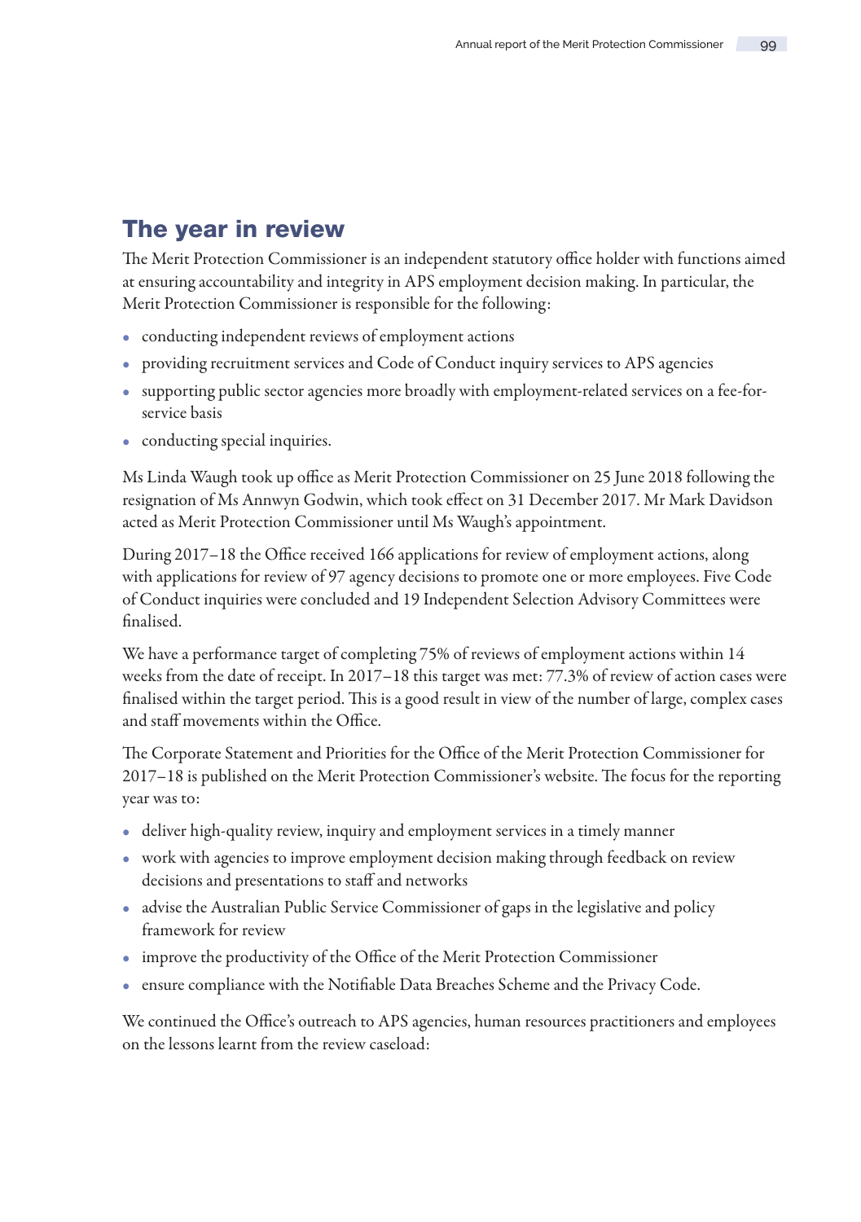## The year in review

The Merit Protection Commissioner is an independent statutory office holder with functions aimed at ensuring accountability and integrity in APS employment decision making. In particular, the Merit Protection Commissioner is responsible for the following:

- conducting independent reviews of employment actions
- providing recruitment services and Code of Conduct inquiry services to APS agencies
- supporting public sector agencies more broadly with employment-related services on a fee-for-service basis
- conducting special inquiries.

Ms Linda Waugh took up office as Merit Protection Commissioner on 25 June 2018 following the resignation of Ms Annwyn Godwin, which took effect on 31 December 2017. Mr Mark Davidson acted as Merit Protection Commissioner until Ms Waugh's appointment.

During 2017–18 the Office received 166 applications for review of employment actions, along with applications for review of 97 agency decisions to promote one or more employees. Five Code of Conduct inquiries were concluded and 19 Independent Selection Advisory Committees were finalised.

We have a performance target of completing 75% of reviews of employment actions within 14 weeks from the date of receipt. In 2017–18 this target was met: 77.3% of review of action cases were finalised within the target period. This is a good result in view of the number of large, complex cases and staff movements within the Office.

The Corporate Statement and Priorities for the Office of the Merit Protection Commissioner for 2017–18 is published on the Merit Protection Commissioner's website. The focus for the reporting year was to:

- deliver high-quality review, inquiry and employment services in a timely manner
- work with agencies to improve employment decision making through feedback on review decisions and presentations to staff and networks
- advise the Australian Public Service Commissioner of gaps in the legislative and policy framework for review
- improve the productivity of the Office of the Merit Protection Commissioner
- ensure compliance with the Notifiable Data Breaches Scheme and the Privacy Code.

We continued the Office's outreach to APS agencies, human resources practitioners and employees on the lessons learnt from the review caseload: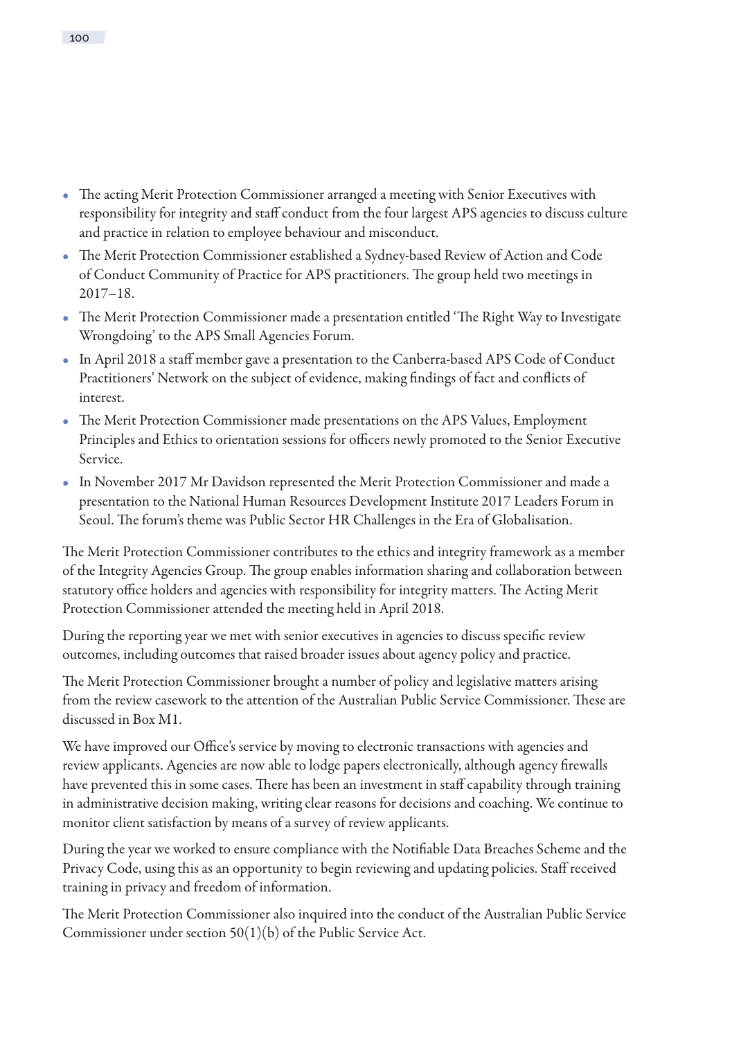- The acting Merit Protection Commissioner arranged a meeting with Senior Executives with responsibility for integrity and staff conduct from the four largest APS agencies to discuss culture and practice in relation to employee behaviour and misconduct.
- The Merit Protection Commissioner established a Sydney-based Review of Action and Code of Conduct Community of Practice for APS practitioners. The group held two meetings in 2017–18.
- The Merit Protection Commissioner made a presentation entitled 'The Right Way to Investigate Wrongdoing' to the APS Small Agencies Forum.
- In April 2018 a staff member gave a presentation to the Canberra-based APS Code of Conduct Practitioners' Network on the subject of evidence, making findings of fact and conflicts of interest.
- The Merit Protection Commissioner made presentations on the APS Values, Employment Principles and Ethics to orientation sessions for officers newly promoted to the Senior Executive Service.
- In November 2017 Mr Davidson represented the Merit Protection Commissioner and made a presentation to the National Human Resources Development Institute 2017 Leaders Forum in Seoul. The forum's theme was Public Sector HR Challenges in the Era of Globalisation.

The Merit Protection Commissioner contributes to the ethics and integrity framework as a member of the Integrity Agencies Group. The group enables information sharing and collaboration between statutory office holders and agencies with responsibility for integrity matters. The Acting Merit Protection Commissioner attended the meeting held in April 2018.

During the reporting year we met with senior executives in agencies to discuss specific review outcomes, including outcomes that raised broader issues about agency policy and practice.

The Merit Protection Commissioner brought a number of policy and legislative matters arising from the review casework to the attention of the Australian Public Service Commissioner. These are discussed in Box M1.

We have improved our Office's service by moving to electronic transactions with agencies and review applicants. Agencies are now able to lodge papers electronically, although agency firewalls have prevented this in some cases. There has been an investment in staff capability through training in administrative decision making, writing clear reasons for decisions and coaching. We continue to monitor client satisfaction by means of a survey of review applicants.

During the year we worked to ensure compliance with the Notifiable Data Breaches Scheme and the Privacy Code, using this as an opportunity to begin reviewing and updating policies. Staff received training in privacy and freedom of information.

The Merit Protection Commissioner also inquired into the conduct of the Australian Public Service Commissioner under section 50(1)(b) of the Public Service Act.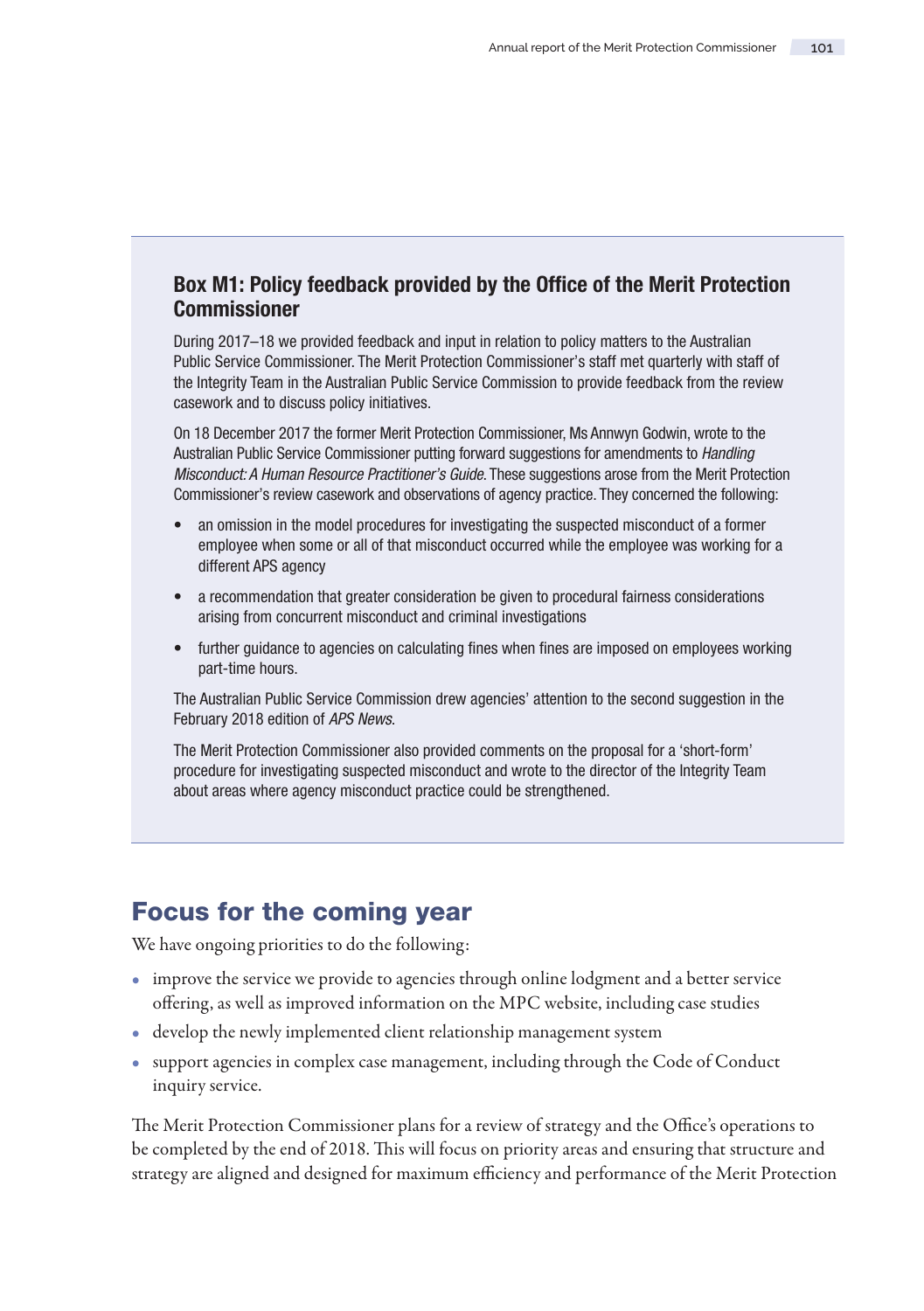### Box M1: Policy feedback provided by the Office of the Merit Protection Commissioner

During 2017–18 we provided feedback and input in relation to policy matters to the Australian Public Service Commissioner. The Merit Protection Commissioner's staff met quarterly with staff of the Integrity Team in the Australian Public Service Commission to provide feedback from the review casework and to discuss policy initiatives.

On 18 December 2017 the former Merit Protection Commissioner, Ms Annwyn Godwin, wrote to the Australian Public Service Commissioner putting forward suggestions for amendments to *Handling Misconduct: A Human Resource Practitioner's Guide*. These suggestions arose from the Merit Protection Commissioner's review casework and observations of agency practice. They concerned the following:

- an omission in the model procedures for investigating the suspected misconduct of a former employee when some or all of that misconduct occurred while the employee was working for a different APS agency
- a recommendation that greater consideration be given to procedural fairness considerations arising from concurrent misconduct and criminal investigations
- further guidance to agencies on calculating fines when fines are imposed on employees working part-time hours.

The Australian Public Service Commission drew agencies' attention to the second suggestion in the February 2018 edition of *APS News*.

The Merit Protection Commissioner also provided comments on the proposal for a 'short-form' procedure for investigating suspected misconduct and wrote to the director of the Integrity Team about areas where agency misconduct practice could be strengthened.

## Focus for the coming year

We have ongoing priorities to do the following:

- improve the service we provide to agencies through online lodgment and a better service offering, as well as improved information on the MPC website, including case studies
- develop the newly implemented client relationship management system
- support agencies in complex case management, including through the Code of Conduct inquiry service.

The Merit Protection Commissioner plans for a review of strategy and the Office's operations to be completed by the end of 2018. This will focus on priority areas and ensuring that structure and strategy are aligned and designed for maximum efficiency and performance of the Merit Protection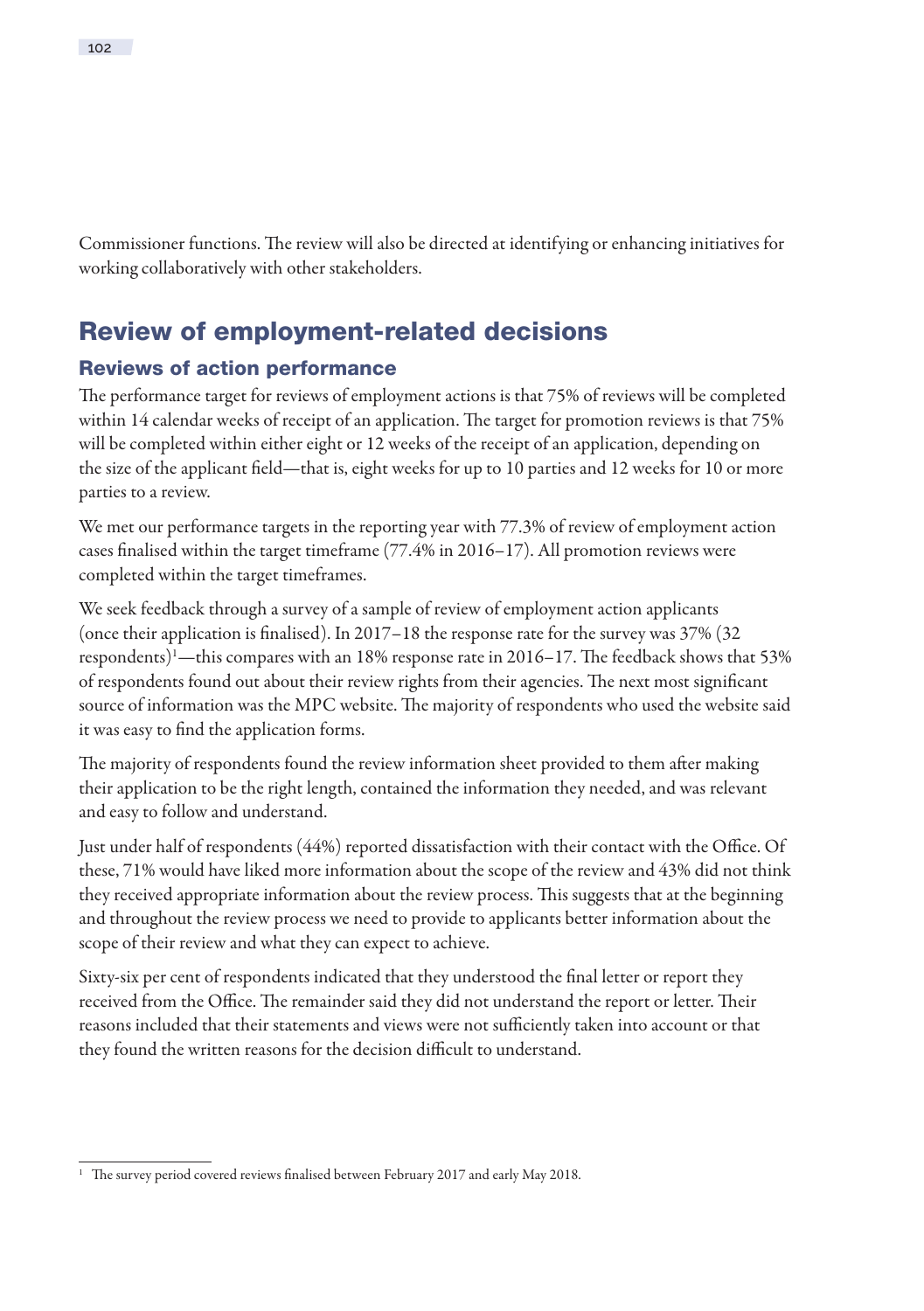Commissioner functions. The review will also be directed at identifying or enhancing initiatives for working collaboratively with other stakeholders.

## Review of employment-related decisions

### Reviews of action performance

The performance target for reviews of employment actions is that 75% of reviews will be completed within 14 calendar weeks of receipt of an application. The target for promotion reviews is that 75% will be completed within either eight or 12 weeks of the receipt of an application, depending on the size of the applicant field—that is, eight weeks for up to 10 parties and 12 weeks for 10 or more parties to a review.

We met our performance targets in the reporting year with 77.3% of review of employment action cases finalised within the target timeframe (77.4% in 2016–17). All promotion reviews were completed within the target timeframes.

We seek feedback through a survey of a sample of review of employment action applicants (once their application is finalised). In 2017–18 the response rate for the survey was 37% (32 respondents)[1]—this compares with an 18% response rate in 2016–17. The feedback shows that 53% of respondents found out about their review rights from their agencies. The next most significant source of information was the MPC website. The majority of respondents who used the website said it was easy to find the application forms.

The majority of respondents found the review information sheet provided to them after making their application to be the right length, contained the information they needed, and was relevant and easy to follow and understand.

Just under half of respondents (44%) reported dissatisfaction with their contact with the Office. Of these, 71% would have liked more information about the scope of the review and 43% did not think they received appropriate information about the review process. This suggests that at the beginning and throughout the review process we need to provide to applicants better information about the scope of their review and what they can expect to achieve.

Sixty-six per cent of respondents indicated that they understood the final letter or report they received from the Office. The remainder said they did not understand the report or letter. Their reasons included that their statements and views were not sufficiently taken into account or that they found the written reasons for the decision difficult to understand.

---

[1] The survey period covered reviews finalised between February 2017 and early May 2018.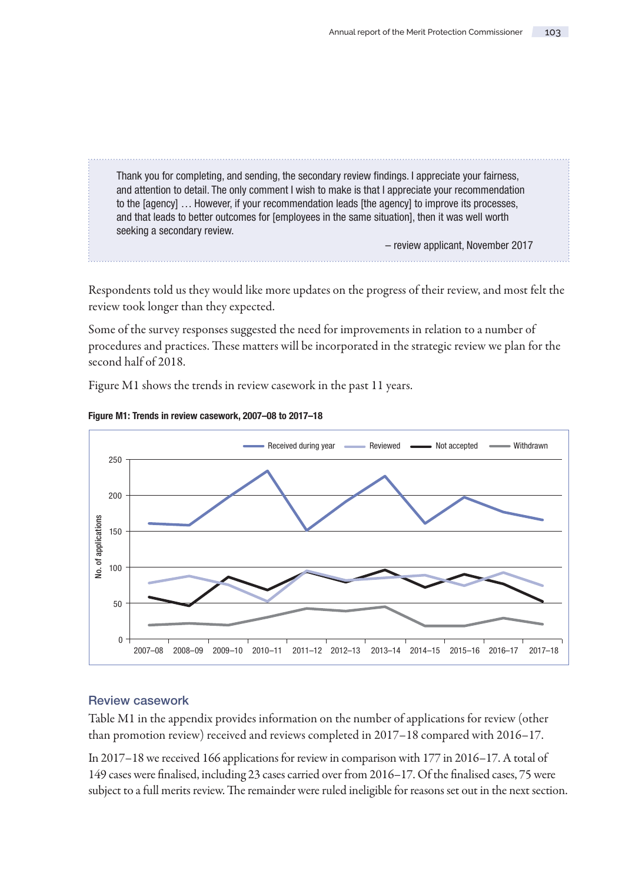> Thank you for completing, and sending, the secondary review findings. I appreciate your fairness, and attention to detail. The only comment I wish to make is that I appreciate your recommendation to the [agency] … However, if your recommendation leads [the agency] to improve its processes, and that leads to better outcomes for [employees in the same situation], then it was well worth seeking a secondary review.
>
> – review applicant, November 2017

Respondents told us they would like more updates on the progress of their review, and most felt the review took longer than they expected.

Some of the survey responses suggested the need for improvements in relation to a number of procedures and practices. These matters will be incorporated in the strategic review we plan for the second half of 2018.

Figure M1 shows the trends in review casework in the past 11 years.

**Figure M1: Trends in review casework, 2007–08 to 2017–18**

## Review casework

Table M1 in the appendix provides information on the number of applications for review (other than promotion review) received and reviews completed in 2017–18 compared with 2016–17.

In 2017–18 we received 166 applications for review in comparison with 177 in 2016–17. A total of 149 cases were finalised, including 23 cases carried over from 2016–17. Of the finalised cases, 75 were subject to a full merits review. The remainder were ruled ineligible for reasons set out in the next section.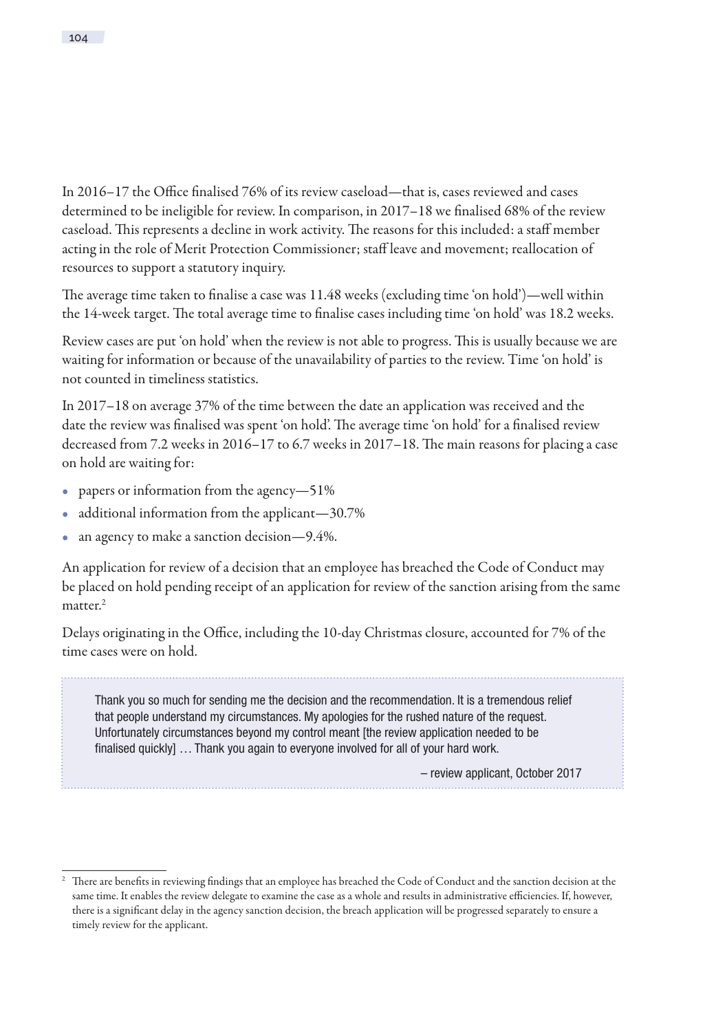In 2016–17 the Office finalised 76% of its review caseload—that is, cases reviewed and cases determined to be ineligible for review. In comparison, in 2017–18 we finalised 68% of the review caseload. This represents a decline in work activity. The reasons for this included: a staff member acting in the role of Merit Protection Commissioner; staff leave and movement; reallocation of resources to support a statutory inquiry.

The average time taken to finalise a case was 11.48 weeks (excluding time 'on hold')—well within the 14-week target. The total average time to finalise cases including time 'on hold' was 18.2 weeks.

Review cases are put 'on hold' when the review is not able to progress. This is usually because we are waiting for information or because of the unavailability of parties to the review. Time 'on hold' is not counted in timeliness statistics.

In 2017–18 on average 37% of the time between the date an application was received and the date the review was finalised was spent 'on hold'. The average time 'on hold' for a finalised review decreased from 7.2 weeks in 2016–17 to 6.7 weeks in 2017–18. The main reasons for placing a case on hold are waiting for:

- papers or information from the agency—51%
- additional information from the applicant—30.7%
- an agency to make a sanction decision—9.4%.

An application for review of a decision that an employee has breached the Code of Conduct may be placed on hold pending receipt of an application for review of the sanction arising from the same matter.[2]

Delays originating in the Office, including the 10-day Christmas closure, accounted for 7% of the time cases were on hold.

> Thank you so much for sending me the decision and the recommendation. It is a tremendous relief that people understand my circumstances. My apologies for the rushed nature of the request. Unfortunately circumstances beyond my control meant [the review application needed to be finalised quickly] … Thank you again to everyone involved for all of your hard work.
>
> – review applicant, October 2017

[2] There are benefits in reviewing findings that an employee has breached the Code of Conduct and the sanction decision at the same time. It enables the review delegate to examine the case as a whole and results in administrative efficiencies. If, however, there is a significant delay in the agency sanction decision, the breach application will be progressed separately to ensure a timely review for the applicant.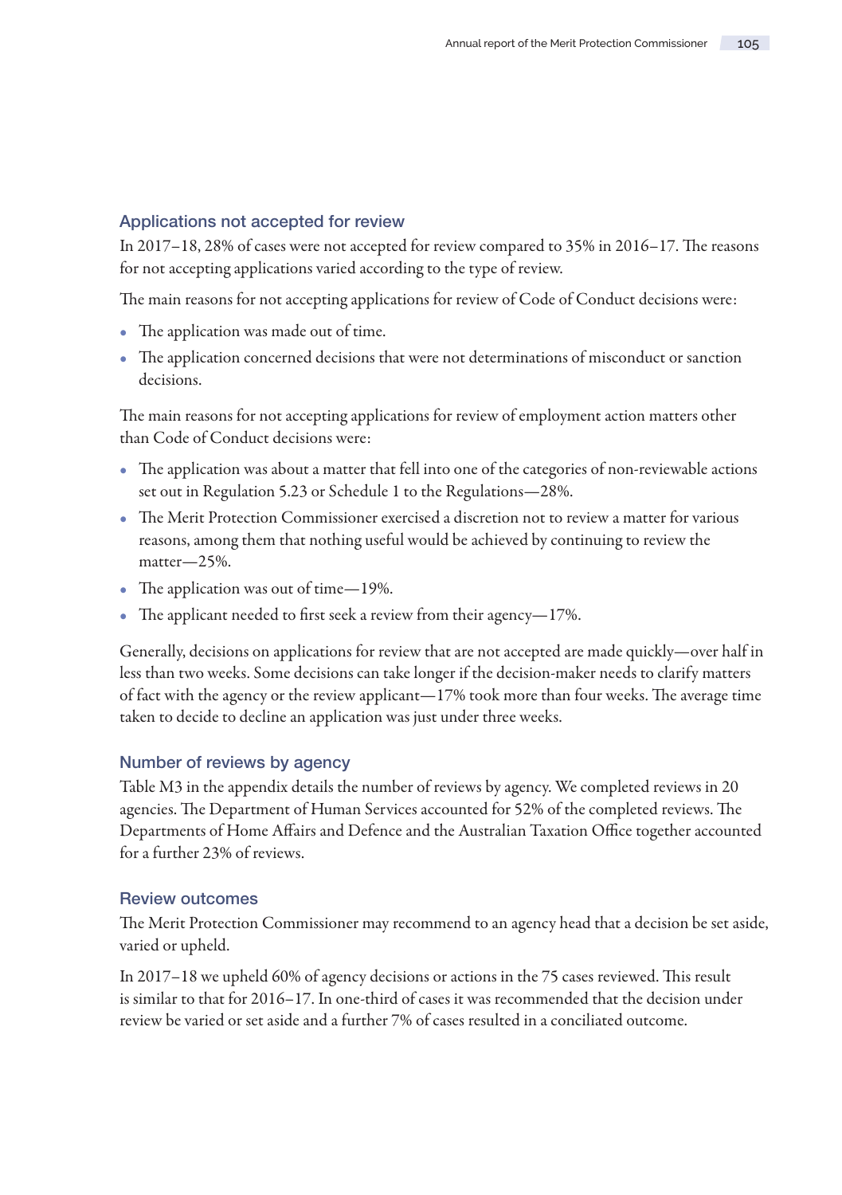## Applications not accepted for review

In 2017–18, 28% of cases were not accepted for review compared to 35% in 2016–17. The reasons for not accepting applications varied according to the type of review.

The main reasons for not accepting applications for review of Code of Conduct decisions were:

- The application was made out of time.
- The application concerned decisions that were not determinations of misconduct or sanction decisions.

The main reasons for not accepting applications for review of employment action matters other than Code of Conduct decisions were:

- The application was about a matter that fell into one of the categories of non-reviewable actions set out in Regulation 5.23 or Schedule 1 to the Regulations—28%.
- The Merit Protection Commissioner exercised a discretion not to review a matter for various reasons, among them that nothing useful would be achieved by continuing to review the matter—25%.
- The application was out of time—19%.
- The applicant needed to first seek a review from their agency—17%.

Generally, decisions on applications for review that are not accepted are made quickly—over half in less than two weeks. Some decisions can take longer if the decision-maker needs to clarify matters of fact with the agency or the review applicant—17% took more than four weeks. The average time taken to decide to decline an application was just under three weeks.

## Number of reviews by agency

Table M3 in the appendix details the number of reviews by agency. We completed reviews in 20 agencies. The Department of Human Services accounted for 52% of the completed reviews. The Departments of Home Affairs and Defence and the Australian Taxation Office together accounted for a further 23% of reviews.

## Review outcomes

The Merit Protection Commissioner may recommend to an agency head that a decision be set aside, varied or upheld.

In 2017–18 we upheld 60% of agency decisions or actions in the 75 cases reviewed. This result is similar to that for 2016–17. In one-third of cases it was recommended that the decision under review be varied or set aside and a further 7% of cases resulted in a conciliated outcome.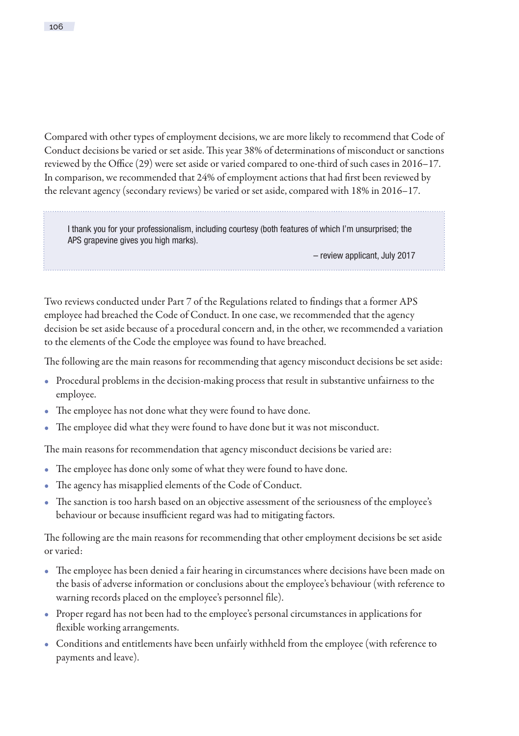Compared with other types of employment decisions, we are more likely to recommend that Code of Conduct decisions be varied or set aside. This year 38% of determinations of misconduct or sanctions reviewed by the Office (29) were set aside or varied compared to one-third of such cases in 2016–17. In comparison, we recommended that 24% of employment actions that had first been reviewed by the relevant agency (secondary reviews) be varied or set aside, compared with 18% in 2016–17.

> I thank you for your professionalism, including courtesy (both features of which I'm unsurprised; the APS grapevine gives you high marks).
>
> – review applicant, July 2017

Two reviews conducted under Part 7 of the Regulations related to findings that a former APS employee had breached the Code of Conduct. In one case, we recommended that the agency decision be set aside because of a procedural concern and, in the other, we recommended a variation to the elements of the Code the employee was found to have breached.

The following are the main reasons for recommending that agency misconduct decisions be set aside:

- Procedural problems in the decision-making process that result in substantive unfairness to the employee.
- The employee has not done what they were found to have done.
- The employee did what they were found to have done but it was not misconduct.

The main reasons for recommendation that agency misconduct decisions be varied are:

- The employee has done only some of what they were found to have done.
- The agency has misapplied elements of the Code of Conduct.
- The sanction is too harsh based on an objective assessment of the seriousness of the employee's behaviour or because insufficient regard was had to mitigating factors.

The following are the main reasons for recommending that other employment decisions be set aside or varied:

- The employee has been denied a fair hearing in circumstances where decisions have been made on the basis of adverse information or conclusions about the employee's behaviour (with reference to warning records placed on the employee's personnel file).
- Proper regard has not been had to the employee's personal circumstances in applications for flexible working arrangements.
- Conditions and entitlements have been unfairly withheld from the employee (with reference to payments and leave).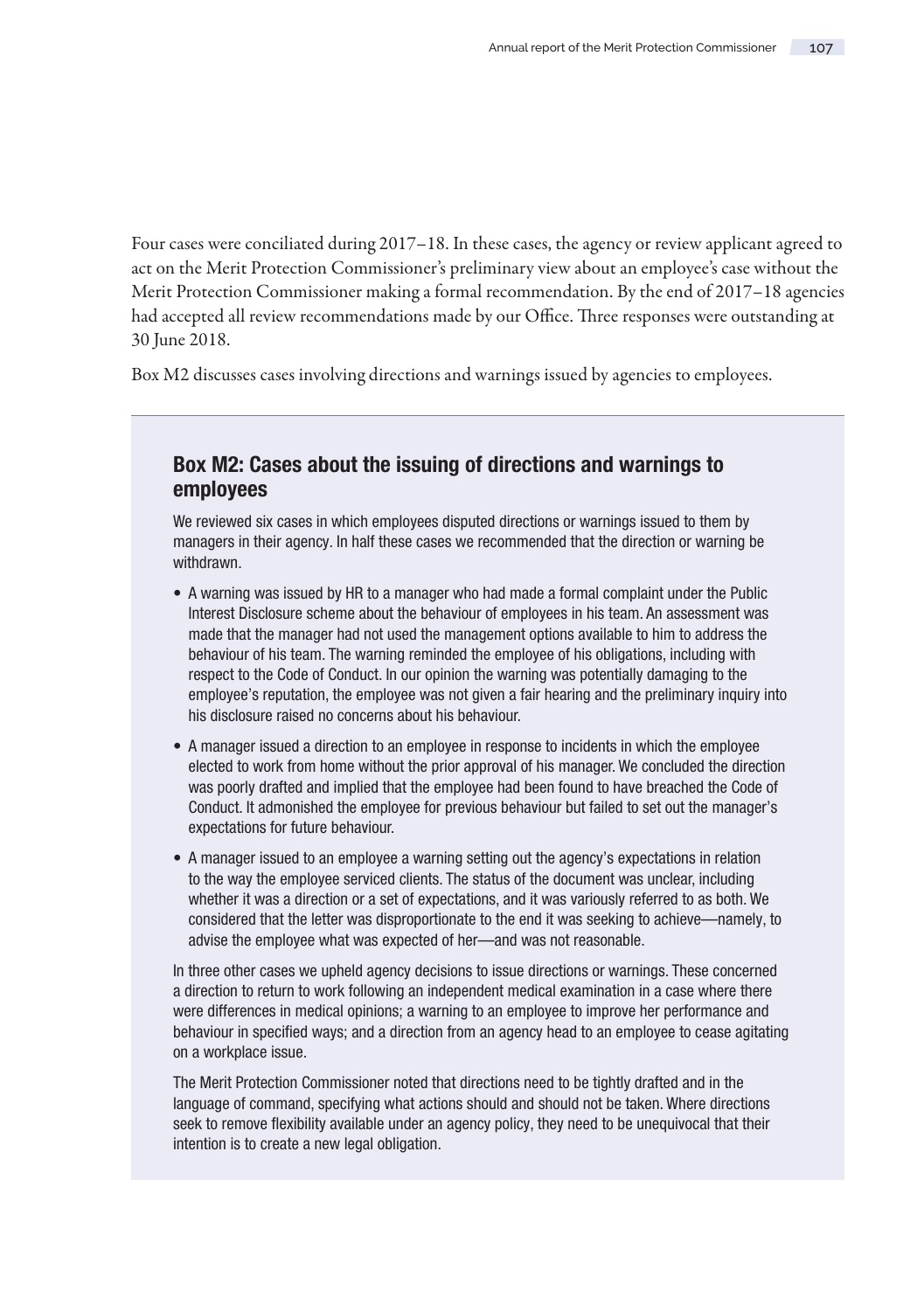Four cases were conciliated during 2017–18. In these cases, the agency or review applicant agreed to act on the Merit Protection Commissioner's preliminary view about an employee's case without the Merit Protection Commissioner making a formal recommendation. By the end of 2017–18 agencies had accepted all review recommendations made by our Office. Three responses were outstanding at 30 June 2018.

Box M2 discusses cases involving directions and warnings issued by agencies to employees.

### Box M2: Cases about the issuing of directions and warnings to employees

We reviewed six cases in which employees disputed directions or warnings issued to them by managers in their agency. In half these cases we recommended that the direction or warning be withdrawn.

- A warning was issued by HR to a manager who had made a formal complaint under the Public Interest Disclosure scheme about the behaviour of employees in his team. An assessment was made that the manager had not used the management options available to him to address the behaviour of his team. The warning reminded the employee of his obligations, including with respect to the Code of Conduct. In our opinion the warning was potentially damaging to the employee's reputation, the employee was not given a fair hearing and the preliminary inquiry into his disclosure raised no concerns about his behaviour.
- A manager issued a direction to an employee in response to incidents in which the employee elected to work from home without the prior approval of his manager. We concluded the direction was poorly drafted and implied that the employee had been found to have breached the Code of Conduct. It admonished the employee for previous behaviour but failed to set out the manager's expectations for future behaviour.
- A manager issued to an employee a warning setting out the agency's expectations in relation to the way the employee serviced clients. The status of the document was unclear, including whether it was a direction or a set of expectations, and it was variously referred to as both. We considered that the letter was disproportionate to the end it was seeking to achieve—namely, to advise the employee what was expected of her—and was not reasonable.

In three other cases we upheld agency decisions to issue directions or warnings. These concerned a direction to return to work following an independent medical examination in a case where there were differences in medical opinions; a warning to an employee to improve her performance and behaviour in specified ways; and a direction from an agency head to an employee to cease agitating on a workplace issue.

The Merit Protection Commissioner noted that directions need to be tightly drafted and in the language of command, specifying what actions should and should not be taken. Where directions seek to remove flexibility available under an agency policy, they need to be unequivocal that their intention is to create a new legal obligation.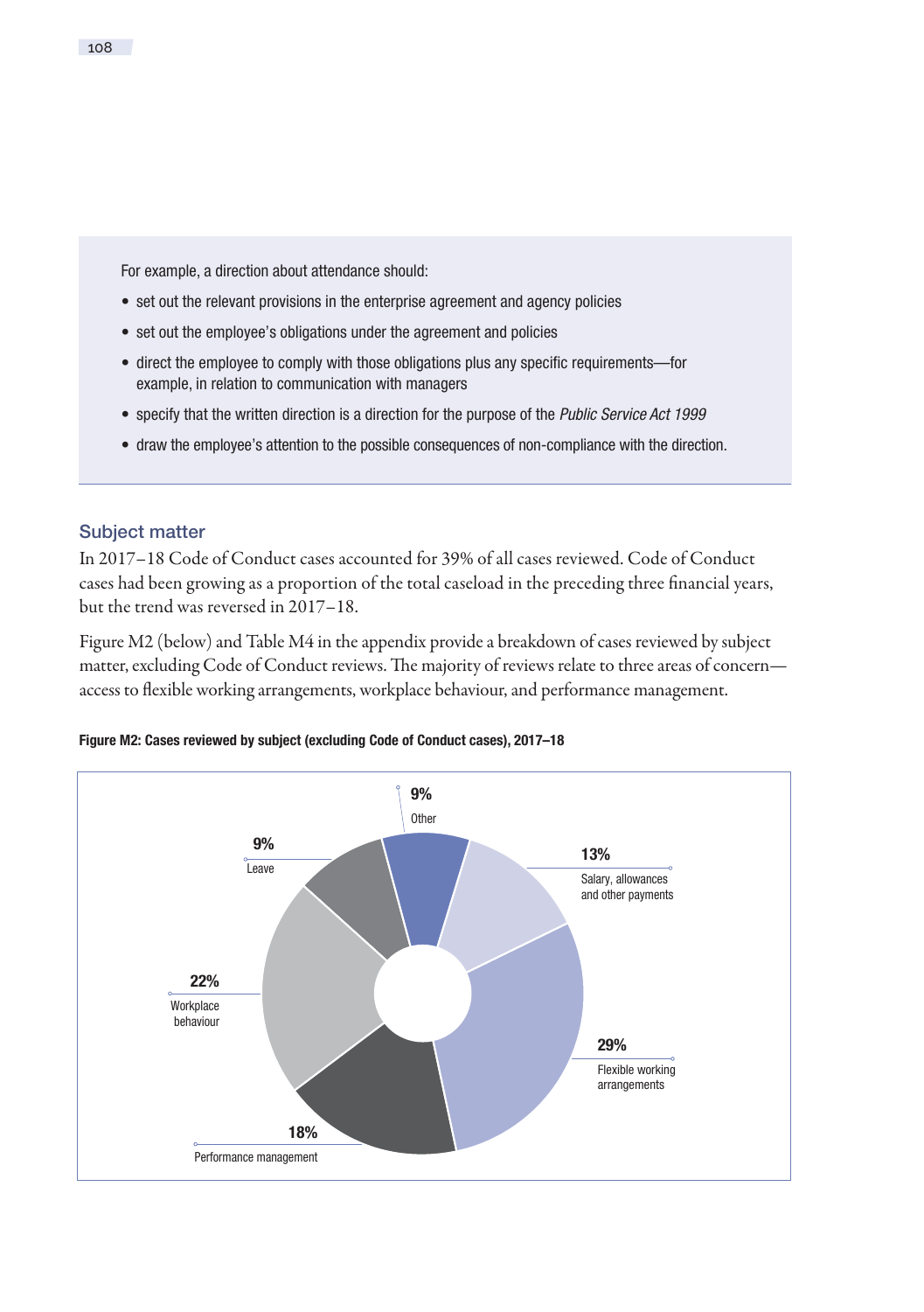For example, a direction about attendance should:

- set out the relevant provisions in the enterprise agreement and agency policies
- set out the employee's obligations under the agreement and policies
- direct the employee to comply with those obligations plus any specific requirements—for example, in relation to communication with managers
- specify that the written direction is a direction for the purpose of the *Public Service Act 1999*
- draw the employee's attention to the possible consequences of non-compliance with the direction.

### Subject matter

In 2017–18 Code of Conduct cases accounted for 39% of all cases reviewed. Code of Conduct cases had been growing as a proportion of the total caseload in the preceding three financial years, but the trend was reversed in 2017–18.

Figure M2 (below) and Table M4 in the appendix provide a breakdown of cases reviewed by subject matter, excluding Code of Conduct reviews. The majority of reviews relate to three areas of concern—access to flexible working arrangements, workplace behaviour, and performance management.

**Figure M2: Cases reviewed by subject (excluding Code of Conduct cases), 2017–18**

| Subject | Percentage |
|---|---|
| Other | 9% |
| Salary, allowances and other payments | 13% |
| Flexible working arrangements | 29% |
| Performance management | 18% |
| Workplace behaviour | 22% |
| Leave | 9% |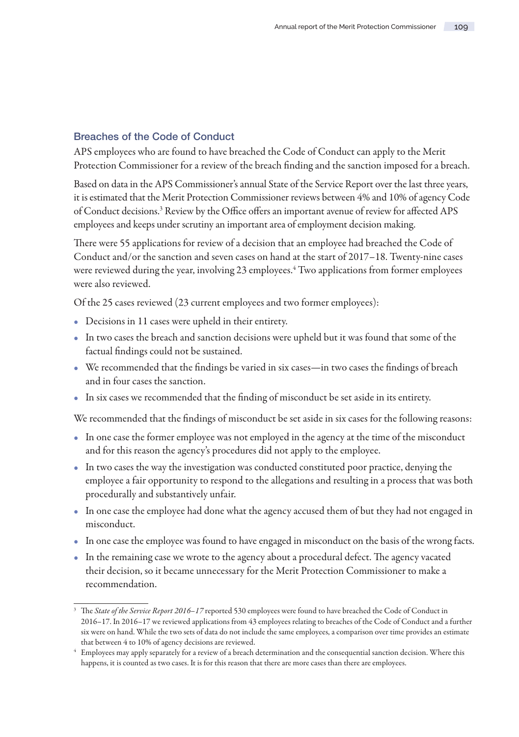### Breaches of the Code of Conduct

APS employees who are found to have breached the Code of Conduct can apply to the Merit Protection Commissioner for a review of the breach finding and the sanction imposed for a breach.

Based on data in the APS Commissioner's annual State of the Service Report over the last three years, it is estimated that the Merit Protection Commissioner reviews between 4% and 10% of agency Code of Conduct decisions.[3] Review by the Office offers an important avenue of review for affected APS employees and keeps under scrutiny an important area of employment decision making.

There were 55 applications for review of a decision that an employee had breached the Code of Conduct and/or the sanction and seven cases on hand at the start of 2017–18. Twenty-nine cases were reviewed during the year, involving 23 employees.[4] Two applications from former employees were also reviewed.

Of the 25 cases reviewed (23 current employees and two former employees):

- Decisions in 11 cases were upheld in their entirety.
- In two cases the breach and sanction decisions were upheld but it was found that some of the factual findings could not be sustained.
- We recommended that the findings be varied in six cases—in two cases the findings of breach and in four cases the sanction.
- In six cases we recommended that the finding of misconduct be set aside in its entirety.

We recommended that the findings of misconduct be set aside in six cases for the following reasons:

- In one case the former employee was not employed in the agency at the time of the misconduct and for this reason the agency's procedures did not apply to the employee.
- In two cases the way the investigation was conducted constituted poor practice, denying the employee a fair opportunity to respond to the allegations and resulting in a process that was both procedurally and substantively unfair.
- In one case the employee had done what the agency accused them of but they had not engaged in misconduct.
- In one case the employee was found to have engaged in misconduct on the basis of the wrong facts.
- In the remaining case we wrote to the agency about a procedural defect. The agency vacated their decision, so it became unnecessary for the Merit Protection Commissioner to make a recommendation.

---

[3] The *State of the Service Report 2016–17* reported 530 employees were found to have breached the Code of Conduct in 2016–17. In 2016–17 we reviewed applications from 43 employees relating to breaches of the Code of Conduct and a further six were on hand. While the two sets of data do not include the same employees, a comparison over time provides an estimate that between 4 to 10% of agency decisions are reviewed.

[4] Employees may apply separately for a review of a breach determination and the consequential sanction decision. Where this happens, it is counted as two cases. It is for this reason that there are more cases than there are employees.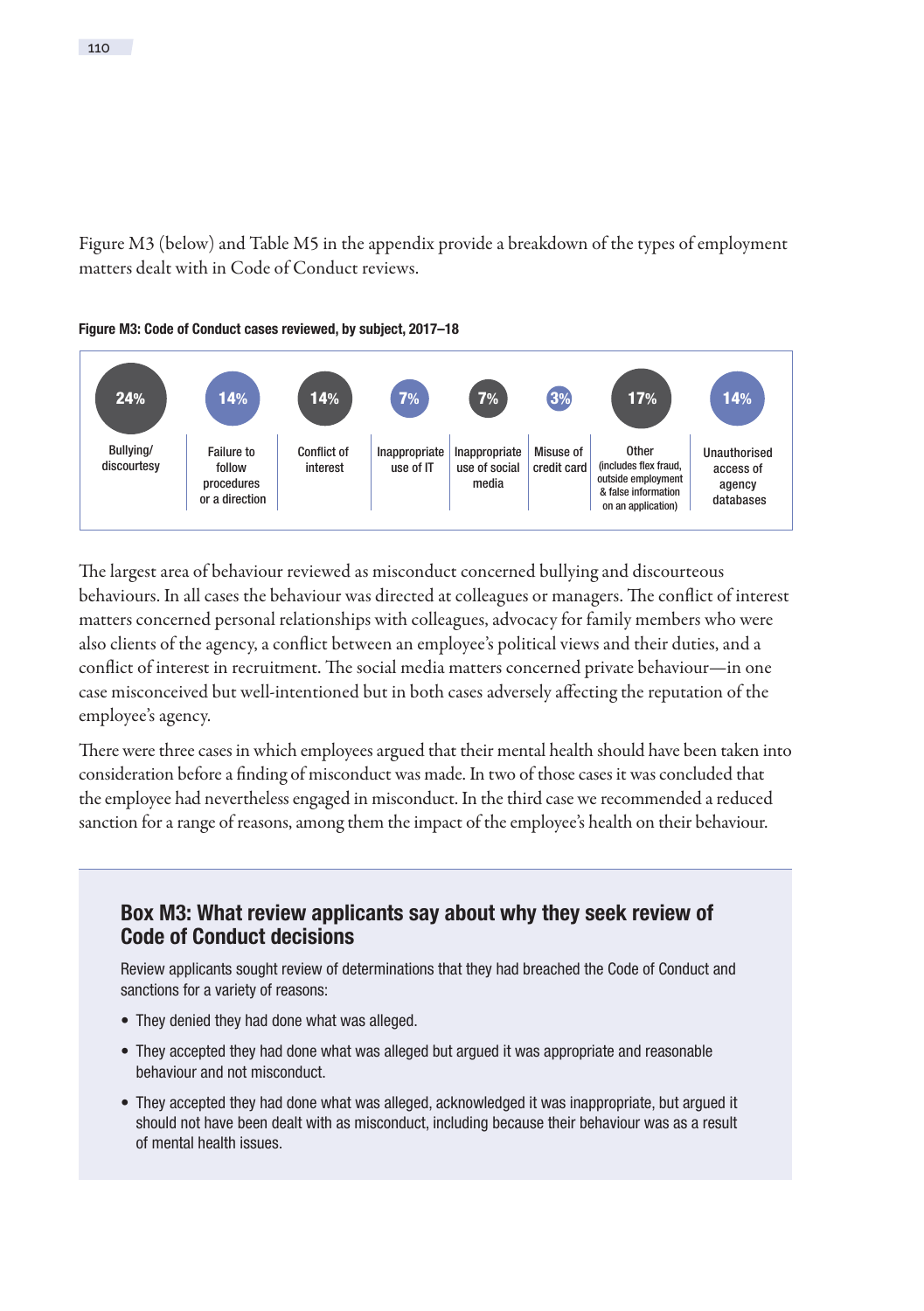Figure M3 (below) and Table M5 in the appendix provide a breakdown of the types of employment matters dealt with in Code of Conduct reviews.

**Figure M3: Code of Conduct cases reviewed, by subject, 2017–18**

| Bullying/ discourtesy | Failure to follow procedures or a direction | Conflict of interest | Inappropriate use of IT | Inappropriate use of social media | Misuse of credit card | Other (includes flex fraud, outside employment & false information on an application) | Unauthorised access of agency databases |
|---|---|---|---|---|---|---|---|
| 24% | 14% | 14% | 7% | 7% | 3% | 17% | 14% |

The largest area of behaviour reviewed as misconduct concerned bullying and discourteous behaviours. In all cases the behaviour was directed at colleagues or managers. The conflict of interest matters concerned personal relationships with colleagues, advocacy for family members who were also clients of the agency, a conflict between an employee's political views and their duties, and a conflict of interest in recruitment. The social media matters concerned private behaviour—in one case misconceived but well-intentioned but in both cases adversely affecting the reputation of the employee's agency.

There were three cases in which employees argued that their mental health should have been taken into consideration before a finding of misconduct was made. In two of those cases it was concluded that the employee had nevertheless engaged in misconduct. In the third case we recommended a reduced sanction for a range of reasons, among them the impact of the employee's health on their behaviour.

## Box M3: What review applicants say about why they seek review of Code of Conduct decisions

Review applicants sought review of determinations that they had breached the Code of Conduct and sanctions for a variety of reasons:

- They denied they had done what was alleged.
- They accepted they had done what was alleged but argued it was appropriate and reasonable behaviour and not misconduct.
- They accepted they had done what was alleged, acknowledged it was inappropriate, but argued it should not have been dealt with as misconduct, including because their behaviour was as a result of mental health issues.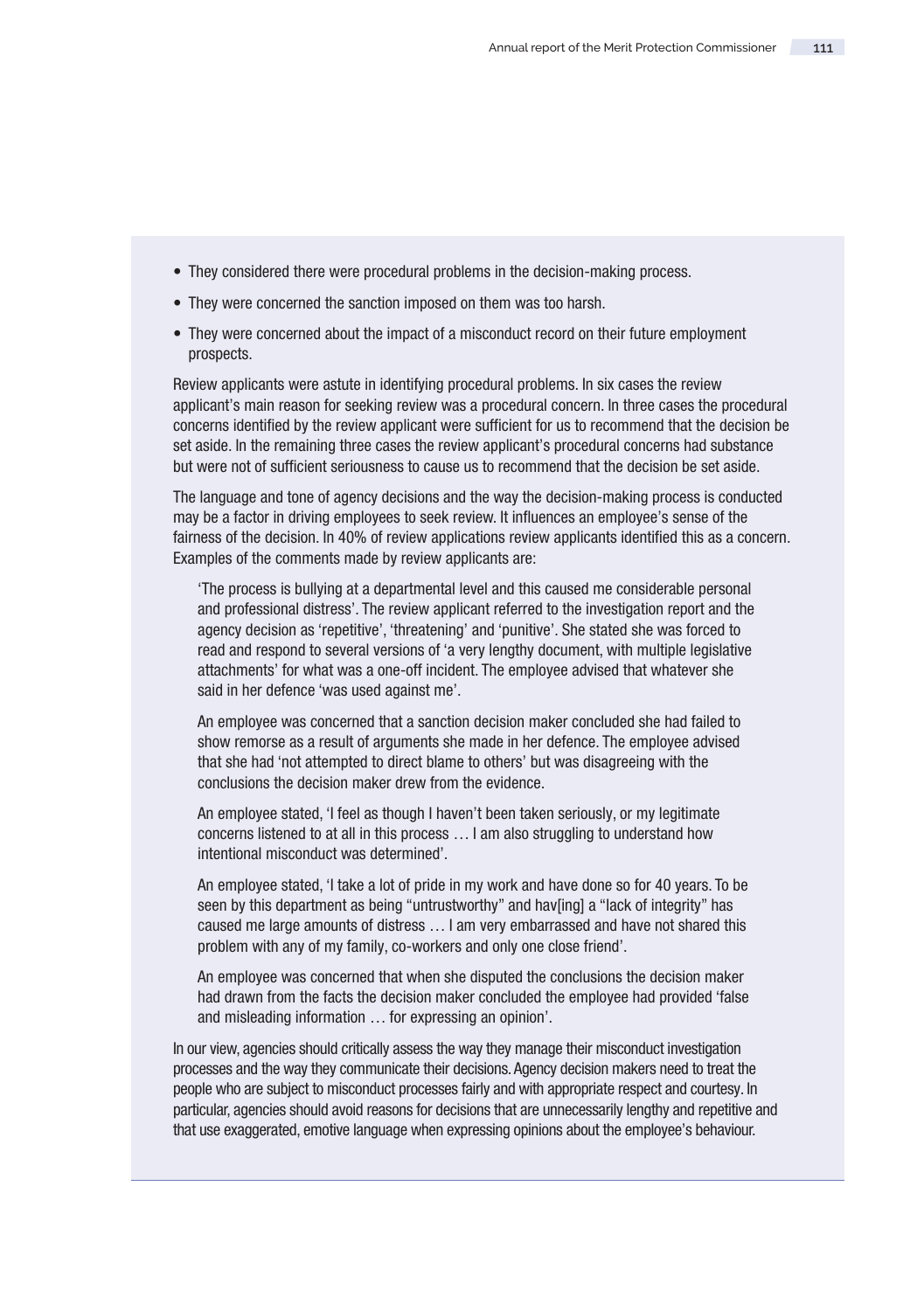- They considered there were procedural problems in the decision-making process.
- They were concerned the sanction imposed on them was too harsh.
- They were concerned about the impact of a misconduct record on their future employment prospects.

Review applicants were astute in identifying procedural problems. In six cases the review applicant's main reason for seeking review was a procedural concern. In three cases the procedural concerns identified by the review applicant were sufficient for us to recommend that the decision be set aside. In the remaining three cases the review applicant's procedural concerns had substance but were not of sufficient seriousness to cause us to recommend that the decision be set aside.

The language and tone of agency decisions and the way the decision-making process is conducted may be a factor in driving employees to seek review. It influences an employee's sense of the fairness of the decision. In 40% of review applications review applicants identified this as a concern. Examples of the comments made by review applicants are:

> 'The process is bullying at a departmental level and this caused me considerable personal and professional distress'. The review applicant referred to the investigation report and the agency decision as 'repetitive', 'threatening' and 'punitive'. She stated she was forced to read and respond to several versions of 'a very lengthy document, with multiple legislative attachments' for what was a one-off incident. The employee advised that whatever she said in her defence 'was used against me'.
>
> An employee was concerned that a sanction decision maker concluded she had failed to show remorse as a result of arguments she made in her defence. The employee advised that she had 'not attempted to direct blame to others' but was disagreeing with the conclusions the decision maker drew from the evidence.
>
> An employee stated, 'I feel as though I haven't been taken seriously, or my legitimate concerns listened to at all in this process … I am also struggling to understand how intentional misconduct was determined'.
>
> An employee stated, 'I take a lot of pride in my work and have done so for 40 years. To be seen by this department as being "untrustworthy" and hav[ing] a "lack of integrity" has caused me large amounts of distress … I am very embarrassed and have not shared this problem with any of my family, co-workers and only one close friend'.
>
> An employee was concerned that when she disputed the conclusions the decision maker had drawn from the facts the decision maker concluded the employee had provided 'false and misleading information … for expressing an opinion'.

In our view, agencies should critically assess the way they manage their misconduct investigation processes and the way they communicate their decisions. Agency decision makers need to treat the people who are subject to misconduct processes fairly and with appropriate respect and courtesy. In particular, agencies should avoid reasons for decisions that are unnecessarily lengthy and repetitive and that use exaggerated, emotive language when expressing opinions about the employee's behaviour.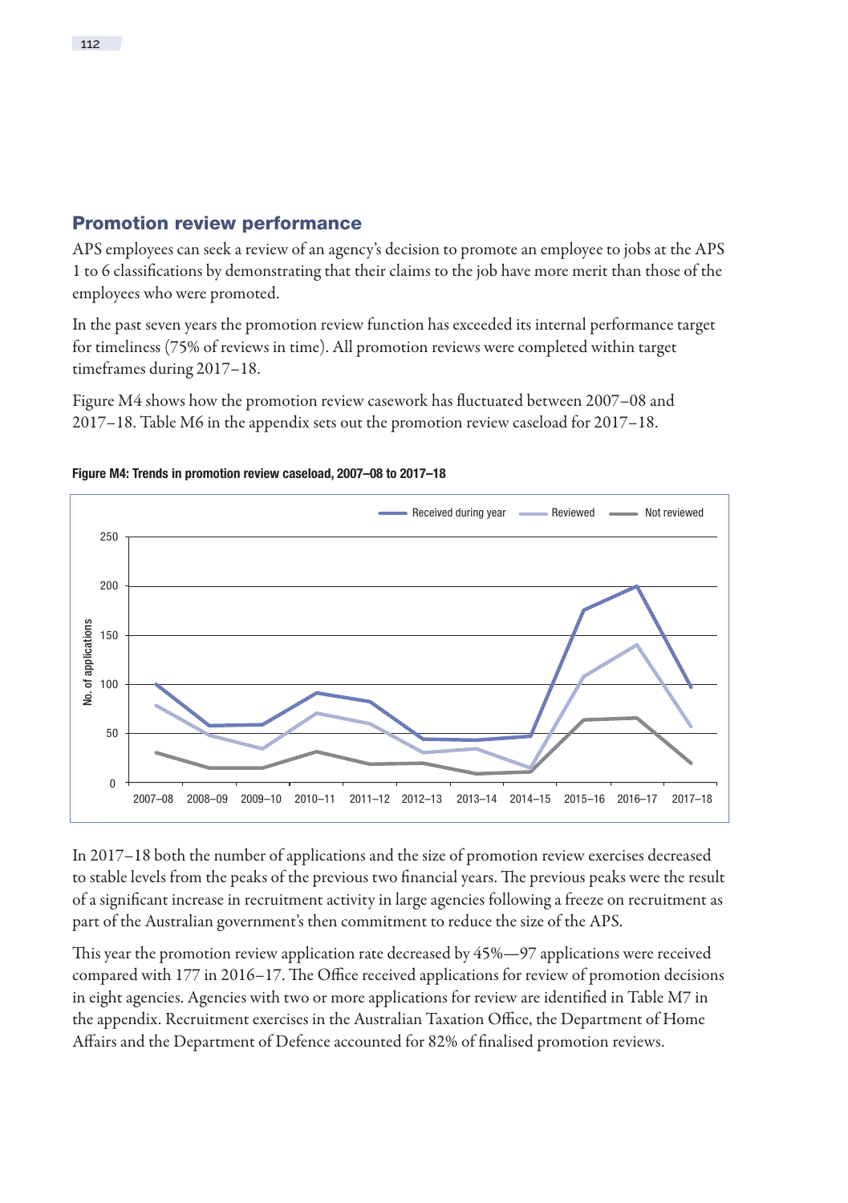## Promotion review performance

APS employees can seek a review of an agency's decision to promote an employee to jobs at the APS 1 to 6 classifications by demonstrating that their claims to the job have more merit than those of the employees who were promoted.

In the past seven years the promotion review function has exceeded its internal performance target for timeliness (75% of reviews in time). All promotion reviews were completed within target timeframes during 2017–18.

Figure M4 shows how the promotion review casework has fluctuated between 2007–08 and 2017–18. Table M6 in the appendix sets out the promotion review caseload for 2017–18.

**Figure M4: Trends in promotion review caseload, 2007–08 to 2017–18**

In 2017–18 both the number of applications and the size of promotion review exercises decreased to stable levels from the peaks of the previous two financial years. The previous peaks were the result of a significant increase in recruitment activity in large agencies following a freeze on recruitment as part of the Australian government's then commitment to reduce the size of the APS.

This year the promotion review application rate decreased by 45%—97 applications were received compared with 177 in 2016–17. The Office received applications for review of promotion decisions in eight agencies. Agencies with two or more applications for review are identified in Table M7 in the appendix. Recruitment exercises in the Australian Taxation Office, the Department of Home Affairs and the Department of Defence accounted for 82% of finalised promotion reviews.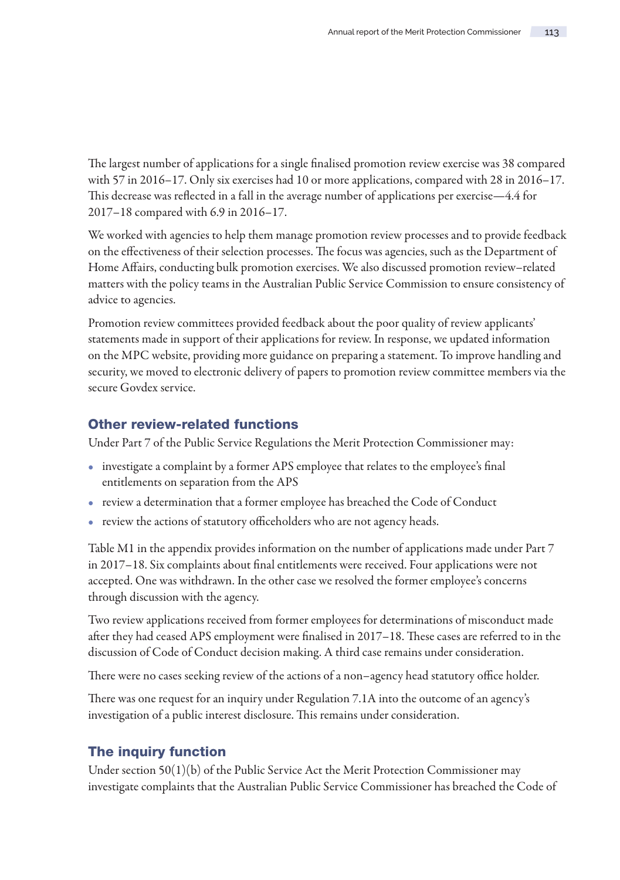The largest number of applications for a single finalised promotion review exercise was 38 compared with 57 in 2016–17. Only six exercises had 10 or more applications, compared with 28 in 2016–17. This decrease was reflected in a fall in the average number of applications per exercise—4.4 for 2017–18 compared with 6.9 in 2016–17.

We worked with agencies to help them manage promotion review processes and to provide feedback on the effectiveness of their selection processes. The focus was agencies, such as the Department of Home Affairs, conducting bulk promotion exercises. We also discussed promotion review–related matters with the policy teams in the Australian Public Service Commission to ensure consistency of advice to agencies.

Promotion review committees provided feedback about the poor quality of review applicants' statements made in support of their applications for review. In response, we updated information on the MPC website, providing more guidance on preparing a statement. To improve handling and security, we moved to electronic delivery of papers to promotion review committee members via the secure Govdex service.

## Other review-related functions

Under Part 7 of the Public Service Regulations the Merit Protection Commissioner may:

- investigate a complaint by a former APS employee that relates to the employee's final entitlements on separation from the APS
- review a determination that a former employee has breached the Code of Conduct
- review the actions of statutory officeholders who are not agency heads.

Table M1 in the appendix provides information on the number of applications made under Part 7 in 2017–18. Six complaints about final entitlements were received. Four applications were not accepted. One was withdrawn. In the other case we resolved the former employee's concerns through discussion with the agency.

Two review applications received from former employees for determinations of misconduct made after they had ceased APS employment were finalised in 2017–18. These cases are referred to in the discussion of Code of Conduct decision making. A third case remains under consideration.

There were no cases seeking review of the actions of a non–agency head statutory office holder.

There was one request for an inquiry under Regulation 7.1A into the outcome of an agency's investigation of a public interest disclosure. This remains under consideration.

## The inquiry function

Under section 50(1)(b) of the Public Service Act the Merit Protection Commissioner may investigate complaints that the Australian Public Service Commissioner has breached the Code of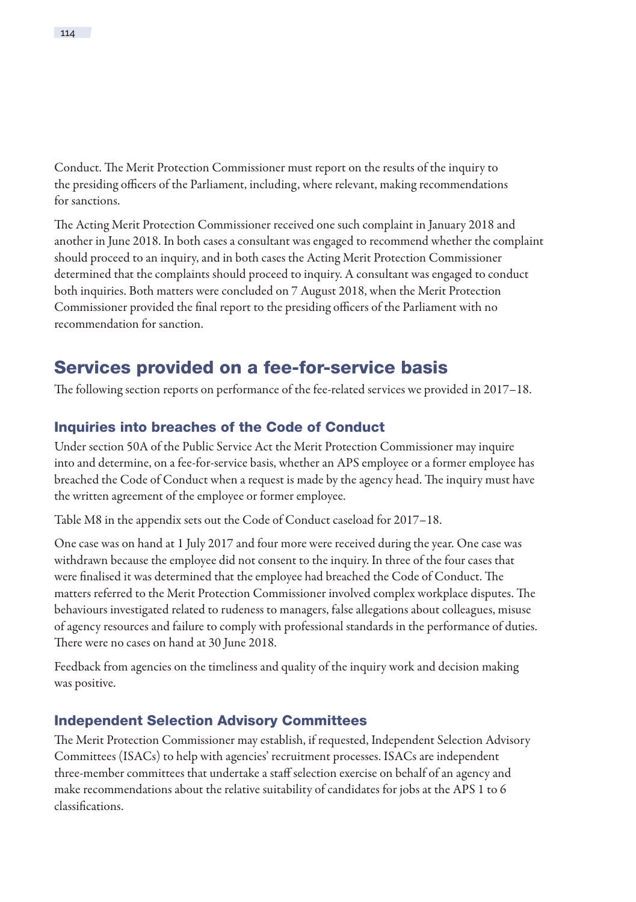Conduct. The Merit Protection Commissioner must report on the results of the inquiry to the presiding officers of the Parliament, including, where relevant, making recommendations for sanctions.

The Acting Merit Protection Commissioner received one such complaint in January 2018 and another in June 2018. In both cases a consultant was engaged to recommend whether the complaint should proceed to an inquiry, and in both cases the Acting Merit Protection Commissioner determined that the complaints should proceed to inquiry. A consultant was engaged to conduct both inquiries. Both matters were concluded on 7 August 2018, when the Merit Protection Commissioner provided the final report to the presiding officers of the Parliament with no recommendation for sanction.

## Services provided on a fee-for-service basis

The following section reports on performance of the fee-related services we provided in 2017–18.

### Inquiries into breaches of the Code of Conduct

Under section 50A of the Public Service Act the Merit Protection Commissioner may inquire into and determine, on a fee-for-service basis, whether an APS employee or a former employee has breached the Code of Conduct when a request is made by the agency head. The inquiry must have the written agreement of the employee or former employee.

Table M8 in the appendix sets out the Code of Conduct caseload for 2017–18.

One case was on hand at 1 July 2017 and four more were received during the year. One case was withdrawn because the employee did not consent to the inquiry. In three of the four cases that were finalised it was determined that the employee had breached the Code of Conduct. The matters referred to the Merit Protection Commissioner involved complex workplace disputes. The behaviours investigated related to rudeness to managers, false allegations about colleagues, misuse of agency resources and failure to comply with professional standards in the performance of duties. There were no cases on hand at 30 June 2018.

Feedback from agencies on the timeliness and quality of the inquiry work and decision making was positive.

### Independent Selection Advisory Committees

The Merit Protection Commissioner may establish, if requested, Independent Selection Advisory Committees (ISACs) to help with agencies' recruitment processes. ISACs are independent three-member committees that undertake a staff selection exercise on behalf of an agency and make recommendations about the relative suitability of candidates for jobs at the APS 1 to 6 classifications.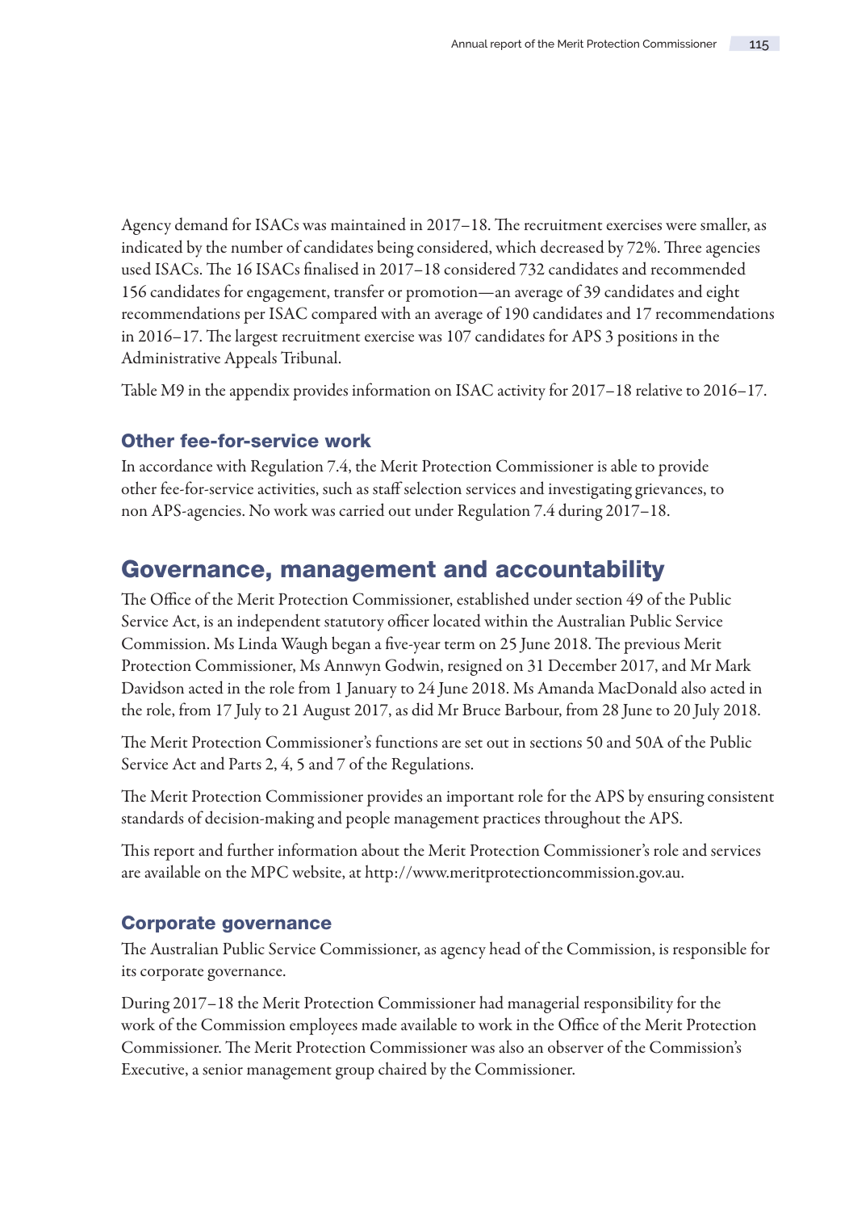Agency demand for ISACs was maintained in 2017–18. The recruitment exercises were smaller, as indicated by the number of candidates being considered, which decreased by 72%. Three agencies used ISACs. The 16 ISACs finalised in 2017–18 considered 732 candidates and recommended 156 candidates for engagement, transfer or promotion—an average of 39 candidates and eight recommendations per ISAC compared with an average of 190 candidates and 17 recommendations in 2016–17. The largest recruitment exercise was 107 candidates for APS 3 positions in the Administrative Appeals Tribunal.

Table M9 in the appendix provides information on ISAC activity for 2017–18 relative to 2016–17.

### Other fee-for-service work

In accordance with Regulation 7.4, the Merit Protection Commissioner is able to provide other fee-for-service activities, such as staff selection services and investigating grievances, to non APS-agencies. No work was carried out under Regulation 7.4 during 2017–18.

## Governance, management and accountability

The Office of the Merit Protection Commissioner, established under section 49 of the Public Service Act, is an independent statutory officer located within the Australian Public Service Commission. Ms Linda Waugh began a five-year term on 25 June 2018. The previous Merit Protection Commissioner, Ms Annwyn Godwin, resigned on 31 December 2017, and Mr Mark Davidson acted in the role from 1 January to 24 June 2018. Ms Amanda MacDonald also acted in the role, from 17 July to 21 August 2017, as did Mr Bruce Barbour, from 28 June to 20 July 2018.

The Merit Protection Commissioner's functions are set out in sections 50 and 50A of the Public Service Act and Parts 2, 4, 5 and 7 of the Regulations.

The Merit Protection Commissioner provides an important role for the APS by ensuring consistent standards of decision-making and people management practices throughout the APS.

This report and further information about the Merit Protection Commissioner's role and services are available on the MPC website, at http://www.meritprotectioncommission.gov.au.

### Corporate governance

The Australian Public Service Commissioner, as agency head of the Commission, is responsible for its corporate governance.

During 2017–18 the Merit Protection Commissioner had managerial responsibility for the work of the Commission employees made available to work in the Office of the Merit Protection Commissioner. The Merit Protection Commissioner was also an observer of the Commission's Executive, a senior management group chaired by the Commissioner.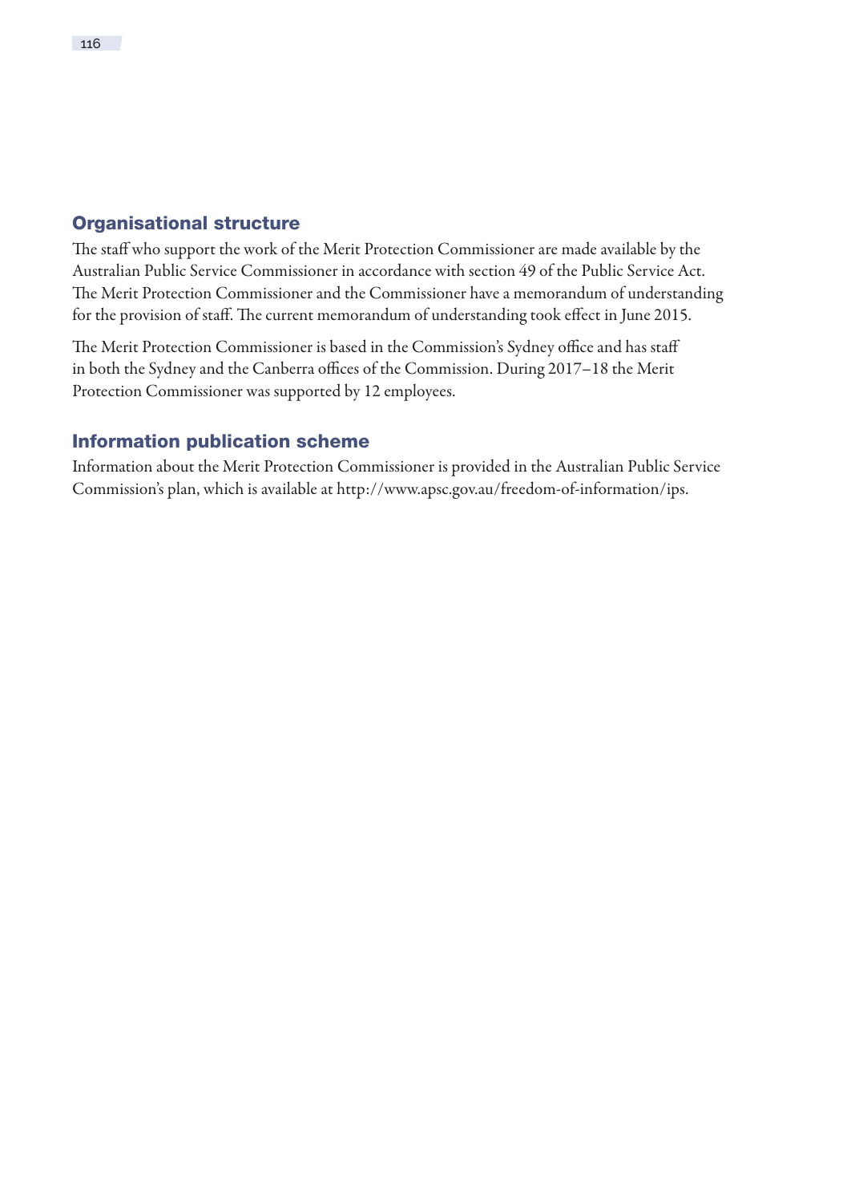## Organisational structure

The staff who support the work of the Merit Protection Commissioner are made available by the Australian Public Service Commissioner in accordance with section 49 of the Public Service Act. The Merit Protection Commissioner and the Commissioner have a memorandum of understanding for the provision of staff. The current memorandum of understanding took effect in June 2015.

The Merit Protection Commissioner is based in the Commission's Sydney office and has staff in both the Sydney and the Canberra offices of the Commission. During 2017–18 the Merit Protection Commissioner was supported by 12 employees.

## Information publication scheme

Information about the Merit Protection Commissioner is provided in the Australian Public Service Commission's plan, which is available at http://www.apsc.gov.au/freedom-of-information/ips.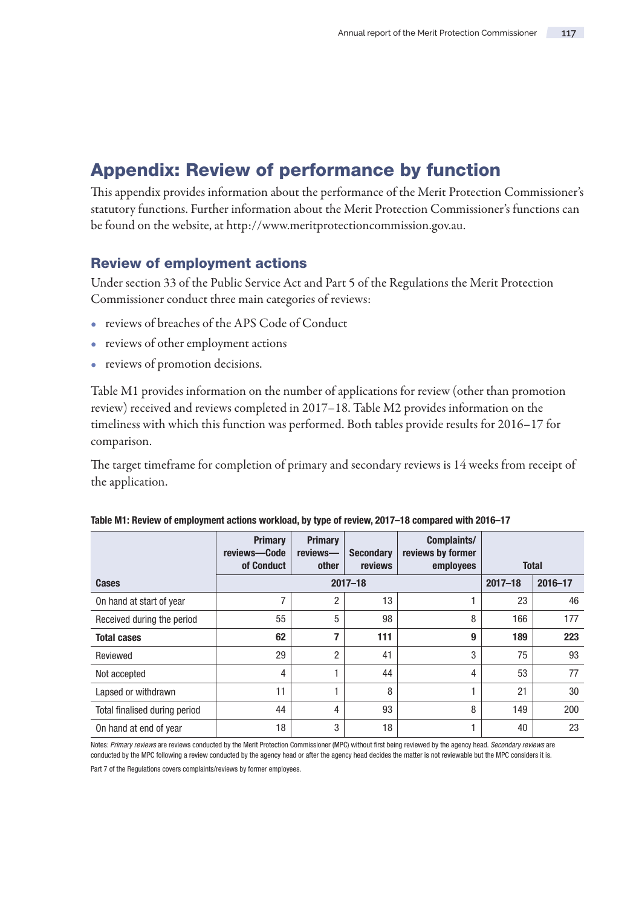# Appendix: Review of performance by function

This appendix provides information about the performance of the Merit Protection Commissioner's statutory functions. Further information about the Merit Protection Commissioner's functions can be found on the website, at http://www.meritprotectioncommission.gov.au.

## Review of employment actions

Under section 33 of the Public Service Act and Part 5 of the Regulations the Merit Protection Commissioner conduct three main categories of reviews:

- reviews of breaches of the APS Code of Conduct
- reviews of other employment actions
- reviews of promotion decisions.

Table M1 provides information on the number of applications for review (other than promotion review) received and reviews completed in 2017–18. Table M2 provides information on the timeliness with which this function was performed. Both tables provide results for 2016–17 for comparison.

The target timeframe for completion of primary and secondary reviews is 14 weeks from receipt of the application.

**Table M1: Review of employment actions workload, by type of review, 2017–18 compared with 2016–17**

| | Primary reviews—Code of Conduct | Primary reviews—other | Secondary reviews | Complaints/ reviews by former employees | Total | |
|---|---|---|---|---|---|---|
| **Cases** | **2017–18** | | | | **2017–18** | **2016–17** |
| On hand at start of year | 7 | 2 | 13 | 1 | 23 | 46 |
| Received during the period | 55 | 5 | 98 | 8 | 166 | 177 |
| **Total cases** | **62** | **7** | **111** | **9** | **189** | **223** |
| Reviewed | 29 | 2 | 41 | 3 | 75 | 93 |
| Not accepted | 4 | 1 | 44 | 4 | 53 | 77 |
| Lapsed or withdrawn | 11 | 1 | 8 | 1 | 21 | 30 |
| Total finalised during period | 44 | 4 | 93 | 8 | 149 | 200 |
| On hand at end of year | 18 | 3 | 18 | 1 | 40 | 23 |

Notes: *Primary reviews* are reviews conducted by the Merit Protection Commissioner (MPC) without first being reviewed by the agency head. *Secondary reviews* are conducted by the MPC following a review conducted by the agency head or after the agency head decides the matter is not reviewable but the MPC considers it is.

Part 7 of the Regulations covers complaints/reviews by former employees.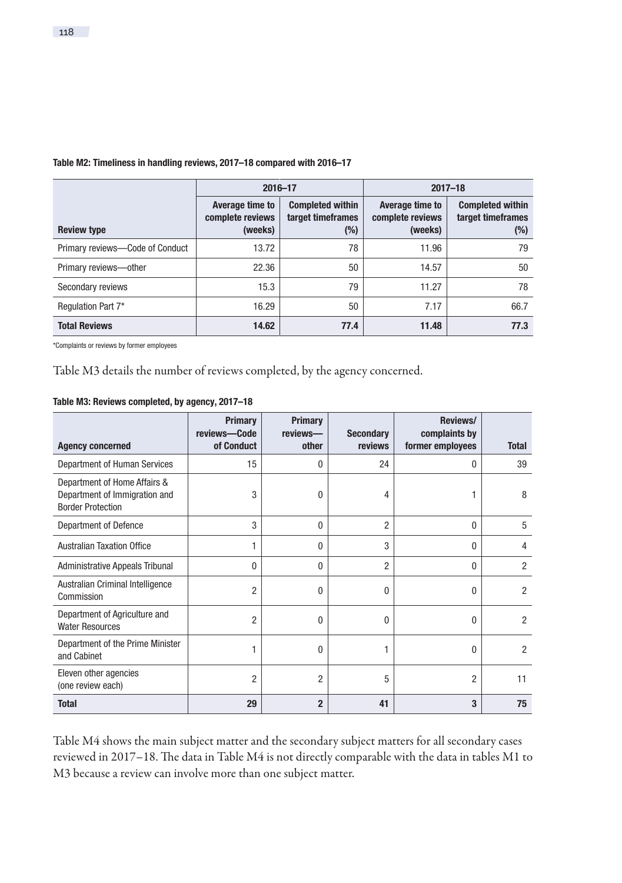**Table M2: Timeliness in handling reviews, 2017–18 compared with 2016–17**

| | 2016–17 | | 2017–18 | |
|---|---|---|---|---|
| **Review type** | **Average time to complete reviews (weeks)** | **Completed within target timeframes (%)** | **Average time to complete reviews (weeks)** | **Completed within target timeframes (%)** |
| Primary reviews—Code of Conduct | 13.72 | 78 | 11.96 | 79 |
| Primary reviews—other | 22.36 | 50 | 14.57 | 50 |
| Secondary reviews | 15.3 | 79 | 11.27 | 78 |
| Regulation Part 7* | 16.29 | 50 | 7.17 | 66.7 |
| **Total Reviews** | **14.62** | **77.4** | **11.48** | **77.3** |

*Complaints or reviews by former employees

Table M3 details the number of reviews completed, by the agency concerned.

**Table M3: Reviews completed, by agency, 2017–18**

| Agency concerned | Primary reviews—Code of Conduct | Primary reviews—other | Secondary reviews | Reviews/ complaints by former employees | Total |
|---|---|---|---|---|---|
| Department of Human Services | 15 | 0 | 24 | 0 | 39 |
| Department of Home Affairs & Department of Immigration and Border Protection | 3 | 0 | 4 | 1 | 8 |
| Department of Defence | 3 | 0 | 2 | 0 | 5 |
| Australian Taxation Office | 1 | 0 | 3 | 0 | 4 |
| Administrative Appeals Tribunal | 0 | 0 | 2 | 0 | 2 |
| Australian Criminal Intelligence Commission | 2 | 0 | 0 | 0 | 2 |
| Department of Agriculture and Water Resources | 2 | 0 | 0 | 0 | 2 |
| Department of the Prime Minister and Cabinet | 1 | 0 | 1 | 0 | 2 |
| Eleven other agencies (one review each) | 2 | 2 | 5 | 2 | 11 |
| **Total** | **29** | **2** | **41** | **3** | **75** |

Table M4 shows the main subject matter and the secondary subject matters for all secondary cases reviewed in 2017–18. The data in Table M4 is not directly comparable with the data in tables M1 to M3 because a review can involve more than one subject matter.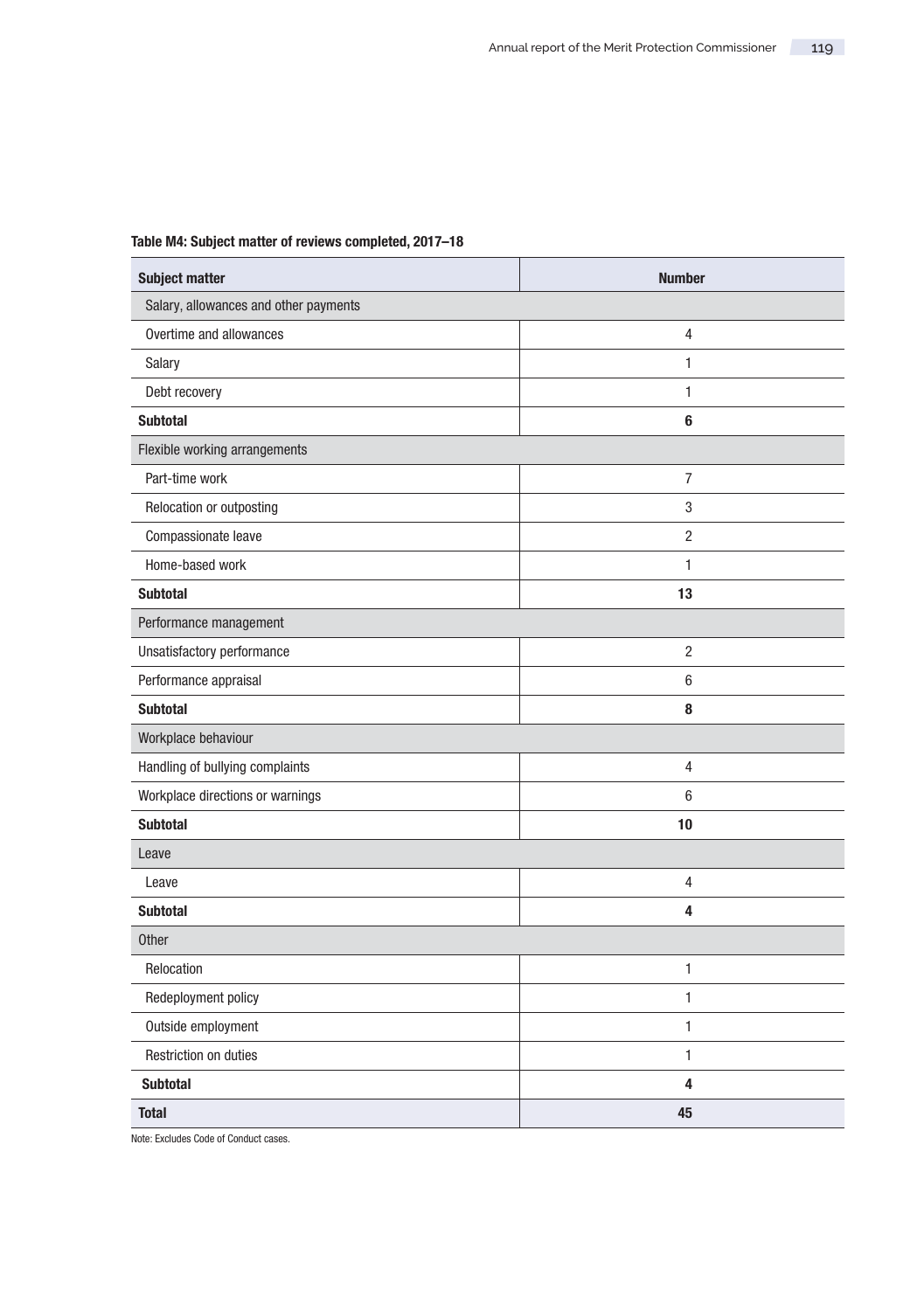**Table M4: Subject matter of reviews completed, 2017–18**

| Subject matter | Number |
|---|---|
| Salary, allowances and other payments | |
| Overtime and allowances | 4 |
| Salary | 1 |
| Debt recovery | 1 |
| **Subtotal** | **6** |
| Flexible working arrangements | |
| Part-time work | 7 |
| Relocation or outposting | 3 |
| Compassionate leave | 2 |
| Home-based work | 1 |
| **Subtotal** | **13** |
| Performance management | |
| Unsatisfactory performance | 2 |
| Performance appraisal | 6 |
| **Subtotal** | **8** |
| Workplace behaviour | |
| Handling of bullying complaints | 4 |
| Workplace directions or warnings | 6 |
| **Subtotal** | **10** |
| Leave | |
| Leave | 4 |
| **Subtotal** | **4** |
| Other | |
| Relocation | 1 |
| Redeployment policy | 1 |
| Outside employment | 1 |
| Restriction on duties | 1 |
| **Subtotal** | **4** |
| **Total** | **45** |

Note: Excludes Code of Conduct cases.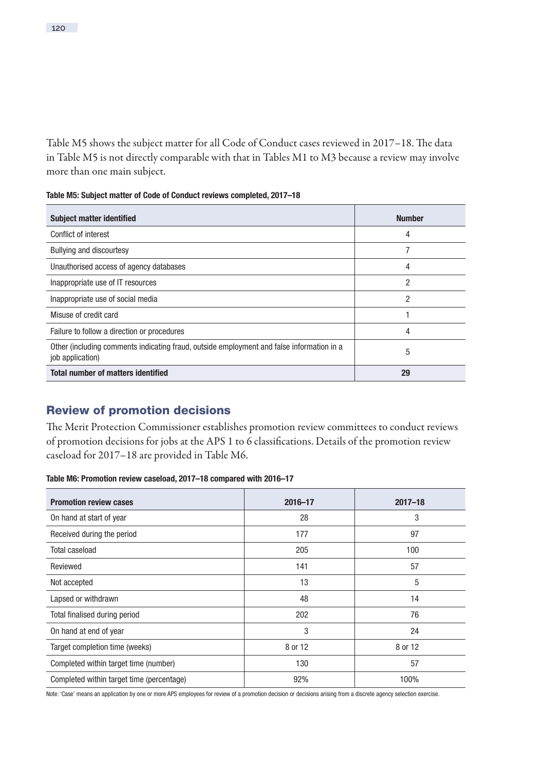Table M5 shows the subject matter for all Code of Conduct cases reviewed in 2017–18. The data in Table M5 is not directly comparable with that in Tables M1 to M3 because a review may involve more than one main subject.

**Table M5: Subject matter of Code of Conduct reviews completed, 2017–18**

| Subject matter identified | Number |
|---|---|
| Conflict of interest | 4 |
| Bullying and discourtesy | 7 |
| Unauthorised access of agency databases | 4 |
| Inappropriate use of IT resources | 2 |
| Inappropriate use of social media | 2 |
| Misuse of credit card | 1 |
| Failure to follow a direction or procedures | 4 |
| Other (including comments indicating fraud, outside employment and false information in a job application) | 5 |
| **Total number of matters identified** | **29** |

## Review of promotion decisions

The Merit Protection Commissioner establishes promotion review committees to conduct reviews of promotion decisions for jobs at the APS 1 to 6 classifications. Details of the promotion review caseload for 2017–18 are provided in Table M6.

**Table M6: Promotion review caseload, 2017–18 compared with 2016–17**

| Promotion review cases | 2016–17 | 2017–18 |
|---|---|---|
| On hand at start of year | 28 | 3 |
| Received during the period | 177 | 97 |
| Total caseload | 205 | 100 |
| Reviewed | 141 | 57 |
| Not accepted | 13 | 5 |
| Lapsed or withdrawn | 48 | 14 |
| Total finalised during period | 202 | 76 |
| On hand at end of year | 3 | 24 |
| Target completion time (weeks) | 8 or 12 | 8 or 12 |
| Completed within target time (number) | 130 | 57 |
| Completed within target time (percentage) | 92% | 100% |

Note: 'Case' means an application by one or more APS employees for review of a promotion decision or decisions arising from a discrete agency selection exercise.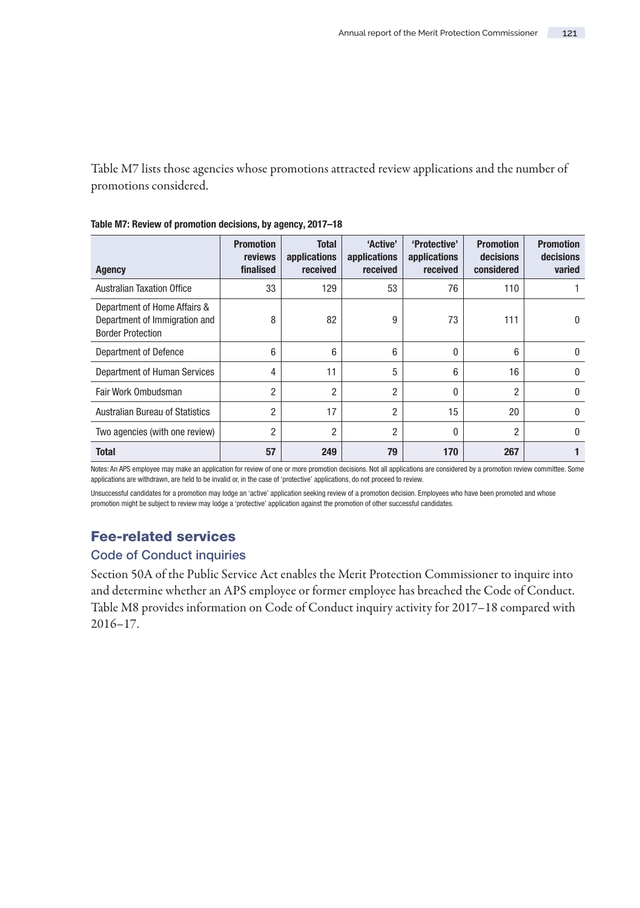Table M7 lists those agencies whose promotions attracted review applications and the number of promotions considered.

**Table M7: Review of promotion decisions, by agency, 2017–18**

| Agency | Promotion reviews finalised | Total applications received | 'Active' applications received | 'Protective' applications received | Promotion decisions considered | Promotion decisions varied |
|---|---|---|---|---|---|---|
| Australian Taxation Office | 33 | 129 | 53 | 76 | 110 | 1 |
| Department of Home Affairs & Department of Immigration and Border Protection | 8 | 82 | 9 | 73 | 111 | 0 |
| Department of Defence | 6 | 6 | 6 | 0 | 6 | 0 |
| Department of Human Services | 4 | 11 | 5 | 6 | 16 | 0 |
| Fair Work Ombudsman | 2 | 2 | 2 | 0 | 2 | 0 |
| Australian Bureau of Statistics | 2 | 17 | 2 | 15 | 20 | 0 |
| Two agencies (with one review) | 2 | 2 | 2 | 0 | 2 | 0 |
| **Total** | **57** | **249** | **79** | **170** | **267** | **1** |

Notes: An APS employee may make an application for review of one or more promotion decisions. Not all applications are considered by a promotion review committee. Some applications are withdrawn, are held to be invalid or, in the case of 'protective' applications, do not proceed to review.

Unsuccessful candidates for a promotion may lodge an 'active' application seeking review of a promotion decision. Employees who have been promoted and whose promotion might be subject to review may lodge a 'protective' application against the promotion of other successful candidates.

## Fee-related services

### Code of Conduct inquiries

Section 50A of the Public Service Act enables the Merit Protection Commissioner to inquire into and determine whether an APS employee or former employee has breached the Code of Conduct. Table M8 provides information on Code of Conduct inquiry activity for 2017–18 compared with 2016–17.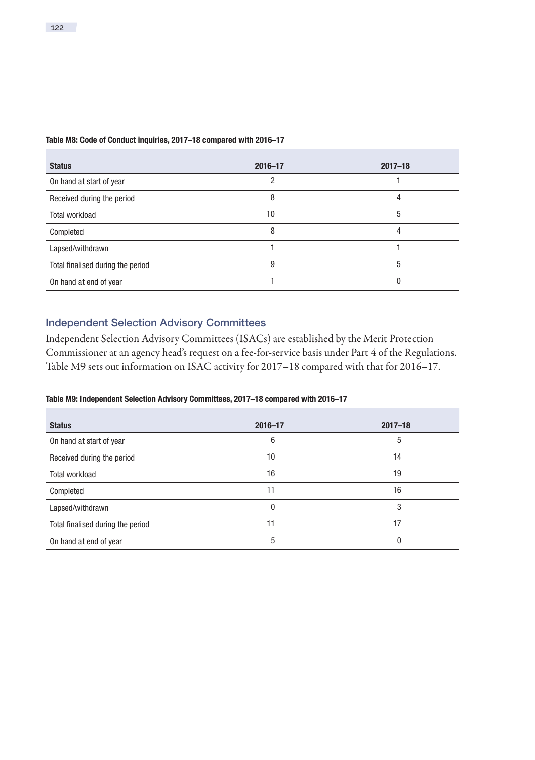**Table M8: Code of Conduct inquiries, 2017–18 compared with 2016–17**

| Status | 2016–17 | 2017–18 |
|---|---|---|
| On hand at start of year | 2 | 1 |
| Received during the period | 8 | 4 |
| Total workload | 10 | 5 |
| Completed | 8 | 4 |
| Lapsed/withdrawn | 1 | 1 |
| Total finalised during the period | 9 | 5 |
| On hand at end of year | 1 | 0 |

## Independent Selection Advisory Committees

Independent Selection Advisory Committees (ISACs) are established by the Merit Protection Commissioner at an agency head's request on a fee-for-service basis under Part 4 of the Regulations. Table M9 sets out information on ISAC activity for 2017–18 compared with that for 2016–17.

**Table M9: Independent Selection Advisory Committees, 2017–18 compared with 2016–17**

| Status | 2016–17 | 2017–18 |
|---|---|---|
| On hand at start of year | 6 | 5 |
| Received during the period | 10 | 14 |
| Total workload | 16 | 19 |
| Completed | 11 | 16 |
| Lapsed/withdrawn | 0 | 3 |
| Total finalised during the period | 11 | 17 |
| On hand at end of year | 5 | 0 |